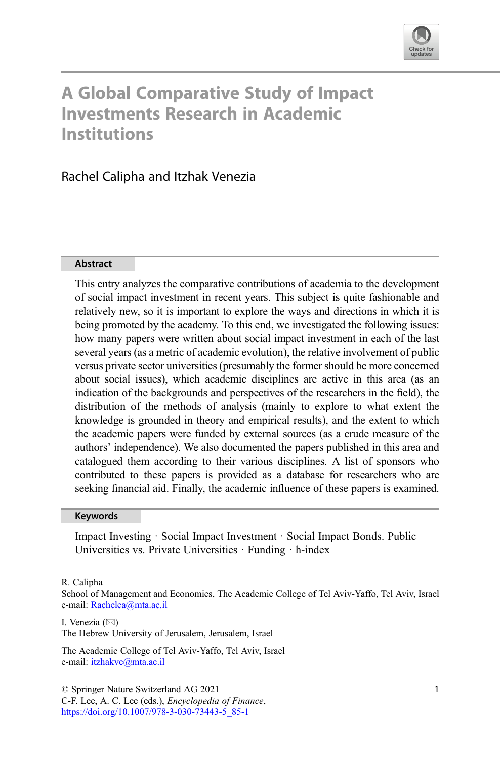# A Global Comparative Study of Impact Investments Research in Academic Institutions

Rachel Calipha and Itzhak Venezia

## Abstract

This entry analyzes the comparative contributions of academia to the development of social impact investment in recent years. This subject is quite fashionable and relatively new, so it is important to explore the ways and directions in which it is being promoted by the academy. To this end, we investigated the following issues: how many papers were written about social impact investment in each of the last several years (as a metric of academic evolution), the relative involvement of public versus private sector universities (presumably the former should be more concerned about social issues), which academic disciplines are active in this area (as an indication of the backgrounds and perspectives of the researchers in the field), the distribution of the methods of analysis (mainly to explore to what extent the knowledge is grounded in theory and empirical results), and the extent to which the academic papers were funded by external sources (as a crude measure of the authors' independence). We also documented the papers published in this area and catalogued them according to their various disciplines. A list of sponsors who contributed to these papers is provided as a database for researchers who are seeking financial aid. Finally, the academic influence of these papers is examined.

## Keywords

Impact Investing · Social Impact Investment · Social Impact Bonds. Public Universities vs. Private Universities · Funding · h-index

---

R. Calipha
School of Management and Economics, The Academic College of Tel Aviv-Yaffo, Tel Aviv, Israel
e-mail: Rachelca@mta.ac.il

I. Venezia (✉)
The Hebrew University of Jerusalem, Jerusalem, Israel

The Academic College of Tel Aviv-Yaffo, Tel Aviv, Israel
e-mail: itzhakve@mta.ac.il

© Springer Nature Switzerland AG 2021
C-F. Lee, A. C. Lee (eds.), *Encyclopedia of Finance*,
https://doi.org/10.1007/978-3-030-73443-5_85-1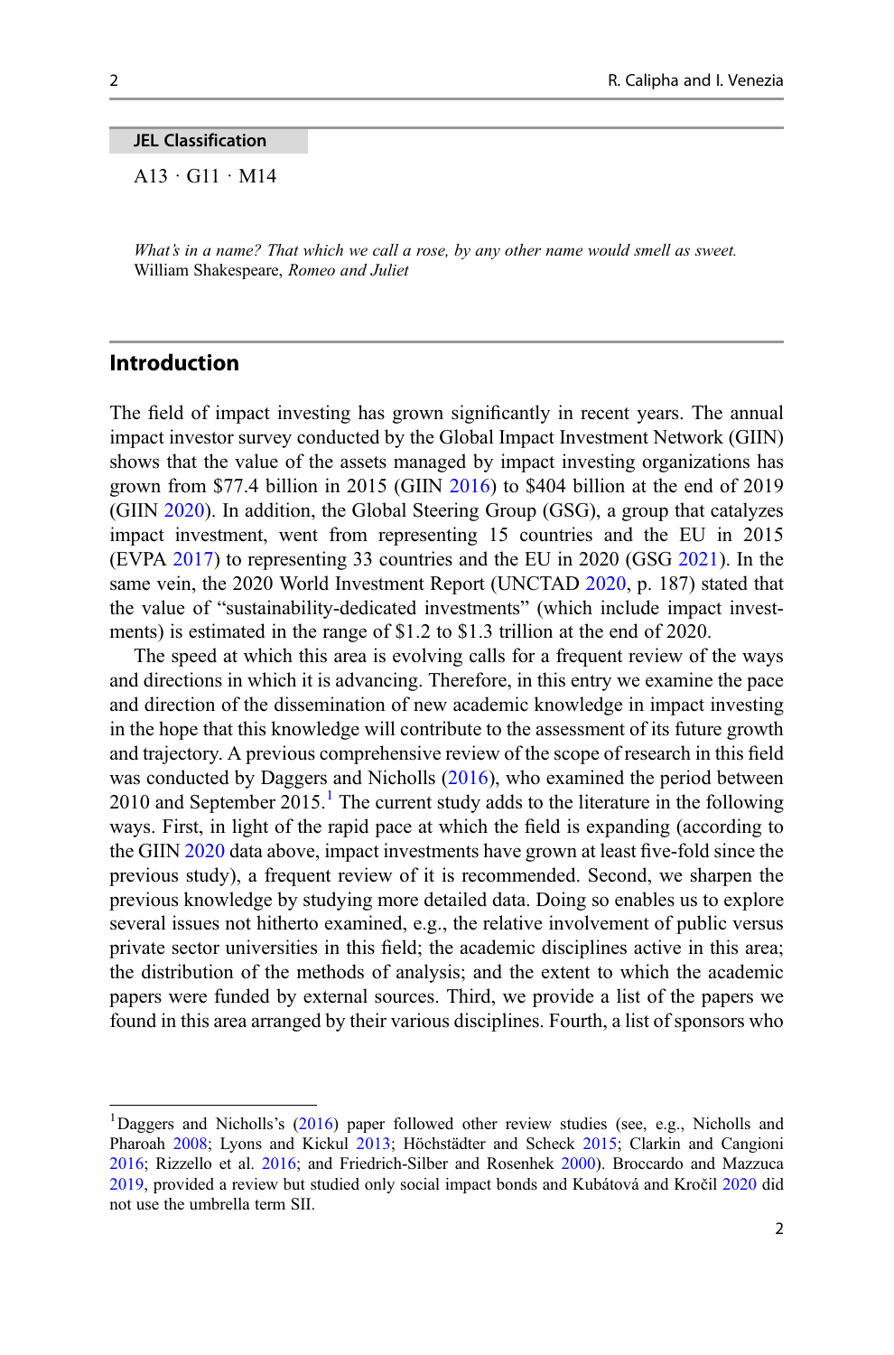**JEL Classification**

A13 · G11 · M14

*What's in a name? That which we call a rose, by any other name would smell as sweet.*
William Shakespeare, *Romeo and Juliet*

## Introduction

The field of impact investing has grown significantly in recent years. The annual impact investor survey conducted by the Global Impact Investment Network (GIIN) shows that the value of the assets managed by impact investing organizations has grown from $77.4 billion in 2015 (GIIN 2016) to $404 billion at the end of 2019 (GIIN 2020). In addition, the Global Steering Group (GSG), a group that catalyzes impact investment, went from representing 15 countries and the EU in 2015 (EVPA 2017) to representing 33 countries and the EU in 2020 (GSG 2021). In the same vein, the 2020 World Investment Report (UNCTAD 2020, p. 187) stated that the value of "sustainability-dedicated investments" (which include impact investments) is estimated in the range of $1.2 to $1.3 trillion at the end of 2020.

The speed at which this area is evolving calls for a frequent review of the ways and directions in which it is advancing. Therefore, in this entry we examine the pace and direction of the dissemination of new academic knowledge in impact investing in the hope that this knowledge will contribute to the assessment of its future growth and trajectory. A previous comprehensive review of the scope of research in this field was conducted by Daggers and Nicholls (2016), who examined the period between 2010 and September 2015.[1] The current study adds to the literature in the following ways. First, in light of the rapid pace at which the field is expanding (according to the GIIN 2020 data above, impact investments have grown at least five-fold since the previous study), a frequent review of it is recommended. Second, we sharpen the previous knowledge by studying more detailed data. Doing so enables us to explore several issues not hitherto examined, e.g., the relative involvement of public versus private sector universities in this field; the academic disciplines active in this area; the distribution of the methods of analysis; and the extent to which the academic papers were funded by external sources. Third, we provide a list of the papers we found in this area arranged by their various disciplines. Fourth, a list of sponsors who

[1] Daggers and Nicholls's (2016) paper followed other review studies (see, e.g., Nicholls and Pharoah 2008; Lyons and Kickul 2013; Höchstädter and Scheck 2015; Clarkin and Cangioni 2016; Rizzello et al. 2016; and Friedrich-Silber and Rosenhek 2000). Broccardo and Mazzuca 2019, provided a review but studied only social impact bonds and Kubátová and Kročil 2020 did not use the umbrella term SII.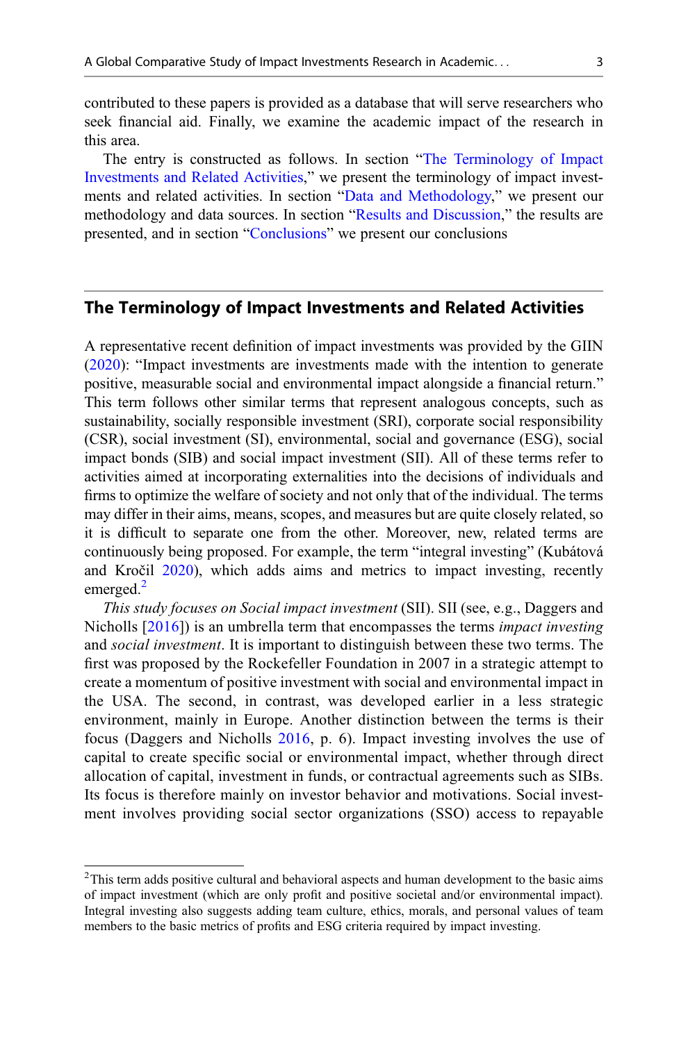contributed to these papers is provided as a database that will serve researchers who seek financial aid. Finally, we examine the academic impact of the research in this area.

The entry is constructed as follows. In section "The Terminology of Impact Investments and Related Activities," we present the terminology of impact investments and related activities. In section "Data and Methodology," we present our methodology and data sources. In section "Results and Discussion," the results are presented, and in section "Conclusions" we present our conclusions

## The Terminology of Impact Investments and Related Activities

A representative recent definition of impact investments was provided by the GIIN (2020): "Impact investments are investments made with the intention to generate positive, measurable social and environmental impact alongside a financial return." This term follows other similar terms that represent analogous concepts, such as sustainability, socially responsible investment (SRI), corporate social responsibility (CSR), social investment (SI), environmental, social and governance (ESG), social impact bonds (SIB) and social impact investment (SII). All of these terms refer to activities aimed at incorporating externalities into the decisions of individuals and firms to optimize the welfare of society and not only that of the individual. The terms may differ in their aims, means, scopes, and measures but are quite closely related, so it is difficult to separate one from the other. Moreover, new, related terms are continuously being proposed. For example, the term "integral investing" (Kubátová and Kročil 2020), which adds aims and metrics to impact investing, recently emerged.[2]

*This study focuses on Social impact investment* (SII). SII (see, e.g., Daggers and Nicholls [2016]) is an umbrella term that encompasses the terms *impact investing* and *social investment*. It is important to distinguish between these two terms. The first was proposed by the Rockefeller Foundation in 2007 in a strategic attempt to create a momentum of positive investment with social and environmental impact in the USA. The second, in contrast, was developed earlier in a less strategic environment, mainly in Europe. Another distinction between the terms is their focus (Daggers and Nicholls 2016, p. 6). Impact investing involves the use of capital to create specific social or environmental impact, whether through direct allocation of capital, investment in funds, or contractual agreements such as SIBs. Its focus is therefore mainly on investor behavior and motivations. Social investment involves providing social sector organizations (SSO) access to repayable

[2]This term adds positive cultural and behavioral aspects and human development to the basic aims of impact investment (which are only profit and positive societal and/or environmental impact). Integral investing also suggests adding team culture, ethics, morals, and personal values of team members to the basic metrics of profits and ESG criteria required by impact investing.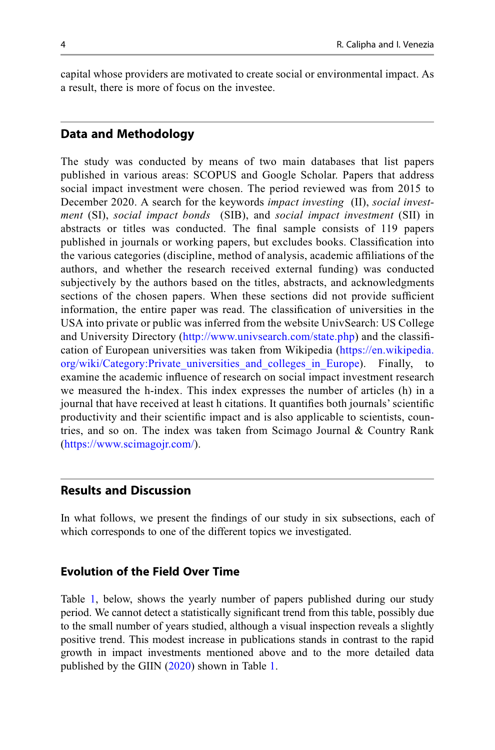capital whose providers are motivated to create social or environmental impact. As a result, there is more of focus on the investee.

## Data and Methodology

The study was conducted by means of two main databases that list papers published in various areas: SCOPUS and Google Scholar. Papers that address social impact investment were chosen. The period reviewed was from 2015 to December 2020. A search for the keywords *impact investing* (II), *social investment* (SI), *social impact bonds* (SIB), and *social impact investment* (SII) in abstracts or titles was conducted. The final sample consists of 119 papers published in journals or working papers, but excludes books. Classification into the various categories (discipline, method of analysis, academic affiliations of the authors, and whether the research received external funding) was conducted subjectively by the authors based on the titles, abstracts, and acknowledgments sections of the chosen papers. When these sections did not provide sufficient information, the entire paper was read. The classification of universities in the USA into private or public was inferred from the website UnivSearch: US College and University Directory (http://www.univsearch.com/state.php) and the classification of European universities was taken from Wikipedia (https://en.wikipedia.org/wiki/Category:Private_universities_and_colleges_in_Europe). Finally, to examine the academic influence of research on social impact investment research we measured the h-index. This index expresses the number of articles (h) in a journal that have received at least h citations. It quantifies both journals' scientific productivity and their scientific impact and is also applicable to scientists, countries, and so on. The index was taken from Scimago Journal & Country Rank (https://www.scimagojr.com/).

## Results and Discussion

In what follows, we present the findings of our study in six subsections, each of which corresponds to one of the different topics we investigated.

### Evolution of the Field Over Time

Table 1, below, shows the yearly number of papers published during our study period. We cannot detect a statistically significant trend from this table, possibly due to the small number of years studied, although a visual inspection reveals a slightly positive trend. This modest increase in publications stands in contrast to the rapid growth in impact investments mentioned above and to the more detailed data published by the GIIN (2020) shown in Table 1.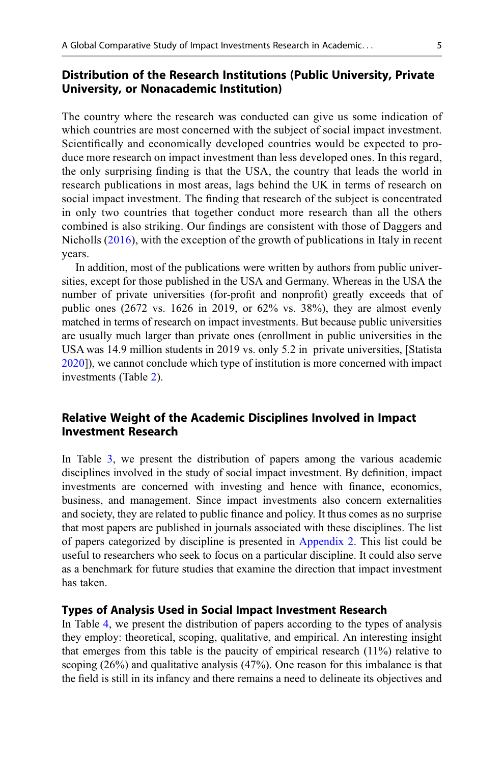## Distribution of the Research Institutions (Public University, Private University, or Nonacademic Institution)

The country where the research was conducted can give us some indication of which countries are most concerned with the subject of social impact investment. Scientifically and economically developed countries would be expected to produce more research on impact investment than less developed ones. In this regard, the only surprising finding is that the USA, the country that leads the world in research publications in most areas, lags behind the UK in terms of research on social impact investment. The finding that research of the subject is concentrated in only two countries that together conduct more research than all the others combined is also striking. Our findings are consistent with those of Daggers and Nicholls (2016), with the exception of the growth of publications in Italy in recent years.

In addition, most of the publications were written by authors from public universities, except for those published in the USA and Germany. Whereas in the USA the number of private universities (for-profit and nonprofit) greatly exceeds that of public ones (2672 vs. 1626 in 2019, or 62% vs. 38%), they are almost evenly matched in terms of research on impact investments. But because public universities are usually much larger than private ones (enrollment in public universities in the USA was 14.9 million students in 2019 vs. only 5.2 in private universities, [Statista 2020]), we cannot conclude which type of institution is more concerned with impact investments (Table 2).

## Relative Weight of the Academic Disciplines Involved in Impact Investment Research

In Table 3, we present the distribution of papers among the various academic disciplines involved in the study of social impact investment. By definition, impact investments are concerned with investing and hence with finance, economics, business, and management. Since impact investments also concern externalities and society, they are related to public finance and policy. It thus comes as no surprise that most papers are published in journals associated with these disciplines. The list of papers categorized by discipline is presented in Appendix 2. This list could be useful to researchers who seek to focus on a particular discipline. It could also serve as a benchmark for future studies that examine the direction that impact investment has taken.

### Types of Analysis Used in Social Impact Investment Research

In Table 4, we present the distribution of papers according to the types of analysis they employ: theoretical, scoping, qualitative, and empirical. An interesting insight that emerges from this table is the paucity of empirical research (11%) relative to scoping (26%) and qualitative analysis (47%). One reason for this imbalance is that the field is still in its infancy and there remains a need to delineate its objectives and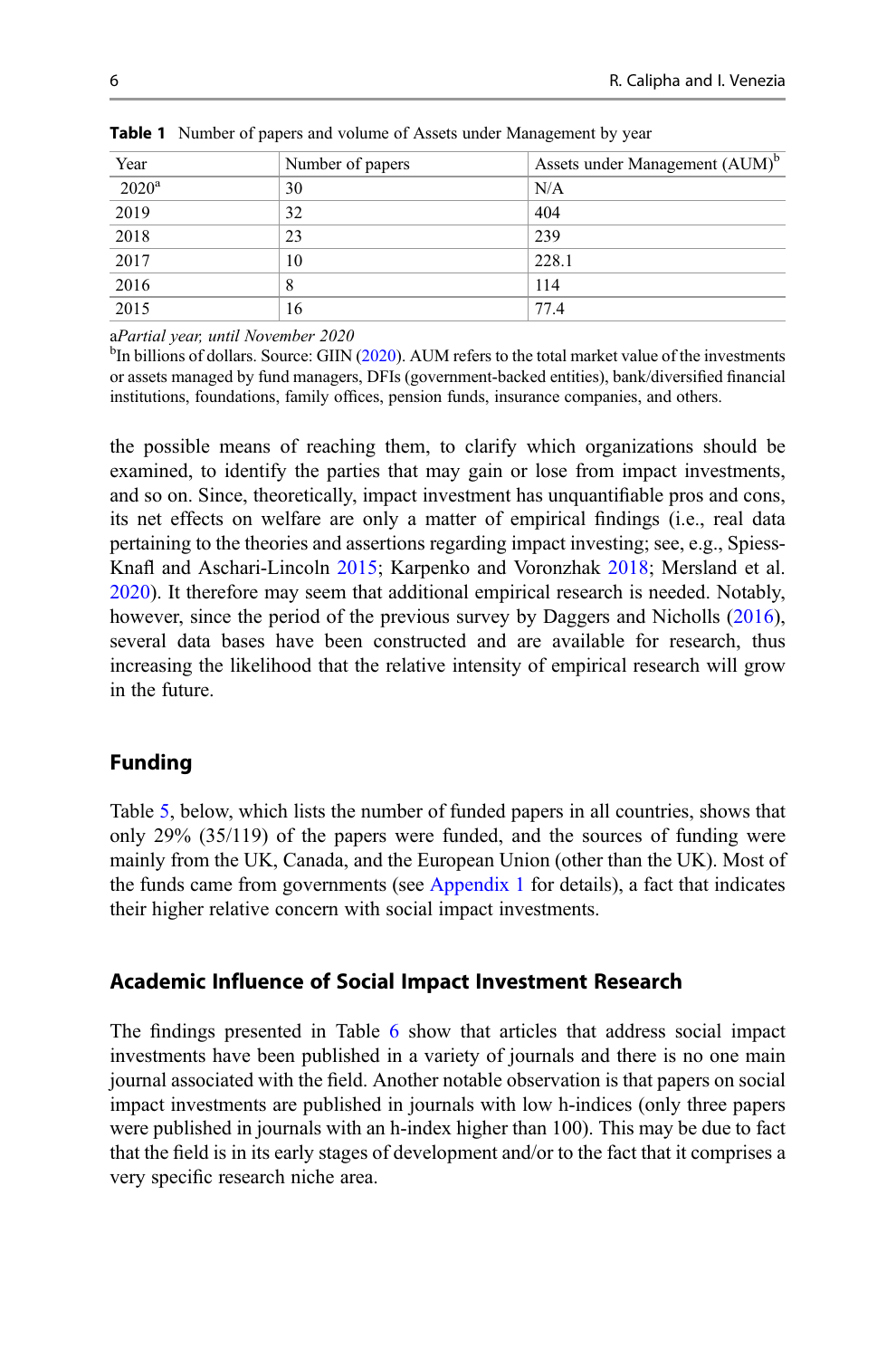**Table 1** Number of papers and volume of Assets under Management by year

| Year | Number of papers | Assets under Management (AUM)[b] |
|---|---|---|
| 2020[a] | 30 | N/A |
| 2019 | 32 | 404 |
| 2018 | 23 | 239 |
| 2017 | 10 | 228.1 |
| 2016 | 8 | 114 |
| 2015 | 16 | 77.4 |

a*Partial year, until November 2020*
[b]In billions of dollars. Source: GIIN (2020). AUM refers to the total market value of the investments or assets managed by fund managers, DFIs (government-backed entities), bank/diversified financial institutions, foundations, family offices, pension funds, insurance companies, and others.

the possible means of reaching them, to clarify which organizations should be examined, to identify the parties that may gain or lose from impact investments, and so on. Since, theoretically, impact investment has unquantifiable pros and cons, its net effects on welfare are only a matter of empirical findings (i.e., real data pertaining to the theories and assertions regarding impact investing; see, e.g., Spiess-Knafl and Aschari-Lincoln 2015; Karpenko and Voronzhak 2018; Mersland et al. 2020). It therefore may seem that additional empirical research is needed. Notably, however, since the period of the previous survey by Daggers and Nicholls (2016), several data bases have been constructed and are available for research, thus increasing the likelihood that the relative intensity of empirical research will grow in the future.

## Funding

Table 5, below, which lists the number of funded papers in all countries, shows that only 29% (35/119) of the papers were funded, and the sources of funding were mainly from the UK, Canada, and the European Union (other than the UK). Most of the funds came from governments (see Appendix 1 for details), a fact that indicates their higher relative concern with social impact investments.

## Academic Influence of Social Impact Investment Research

The findings presented in Table 6 show that articles that address social impact investments have been published in a variety of journals and there is no one main journal associated with the field. Another notable observation is that papers on social impact investments are published in journals with low h-indices (only three papers were published in journals with an h-index higher than 100). This may be due to fact that the field is in its early stages of development and/or to the fact that it comprises a very specific research niche area.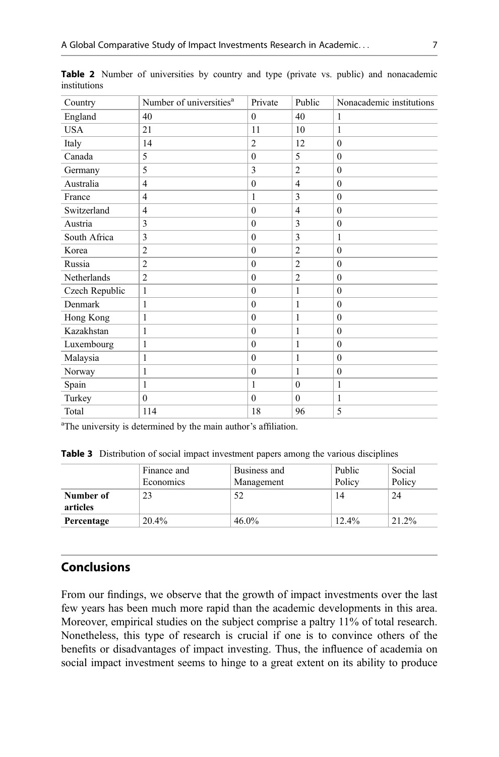**Table 2** Number of universities by country and type (private vs. public) and nonacademic institutions

| Country | Number of universities[a] | Private | Public | Nonacademic institutions |
|---|---|---|---|---|
| England | 40 | 0 | 40 | 1 |
| USA | 21 | 11 | 10 | 1 |
| Italy | 14 | 2 | 12 | 0 |
| Canada | 5 | 0 | 5 | 0 |
| Germany | 5 | 3 | 2 | 0 |
| Australia | 4 | 0 | 4 | 0 |
| France | 4 | 1 | 3 | 0 |
| Switzerland | 4 | 0 | 4 | 0 |
| Austria | 3 | 0 | 3 | 0 |
| South Africa | 3 | 0 | 3 | 1 |
| Korea | 2 | 0 | 2 | 0 |
| Russia | 2 | 0 | 2 | 0 |
| Netherlands | 2 | 0 | 2 | 0 |
| Czech Republic | 1 | 0 | 1 | 0 |
| Denmark | 1 | 0 | 1 | 0 |
| Hong Kong | 1 | 0 | 1 | 0 |
| Kazakhstan | 1 | 0 | 1 | 0 |
| Luxembourg | 1 | 0 | 1 | 0 |
| Malaysia | 1 | 0 | 1 | 0 |
| Norway | 1 | 0 | 1 | 0 |
| Spain | 1 | 1 | 0 | 1 |
| Turkey | 0 | 0 | 0 | 1 |
| Total | 114 | 18 | 96 | 5 |

[a]The university is determined by the main author's affiliation.

**Table 3** Distribution of social impact investment papers among the various disciplines

| | Finance and Economics | Business and Management | Public Policy | Social Policy |
|---|---|---|---|---|
| **Number of articles** | 23 | 52 | 14 | 24 |
| **Percentage** | 20.4% | 46.0% | 12.4% | 21.2% |

## Conclusions

From our findings, we observe that the growth of impact investments over the last few years has been much more rapid than the academic developments in this area. Moreover, empirical studies on the subject comprise a paltry 11% of total research. Nonetheless, this type of research is crucial if one is to convince others of the benefits or disadvantages of impact investing. Thus, the influence of academia on social impact investment seems to hinge to a great extent on its ability to produce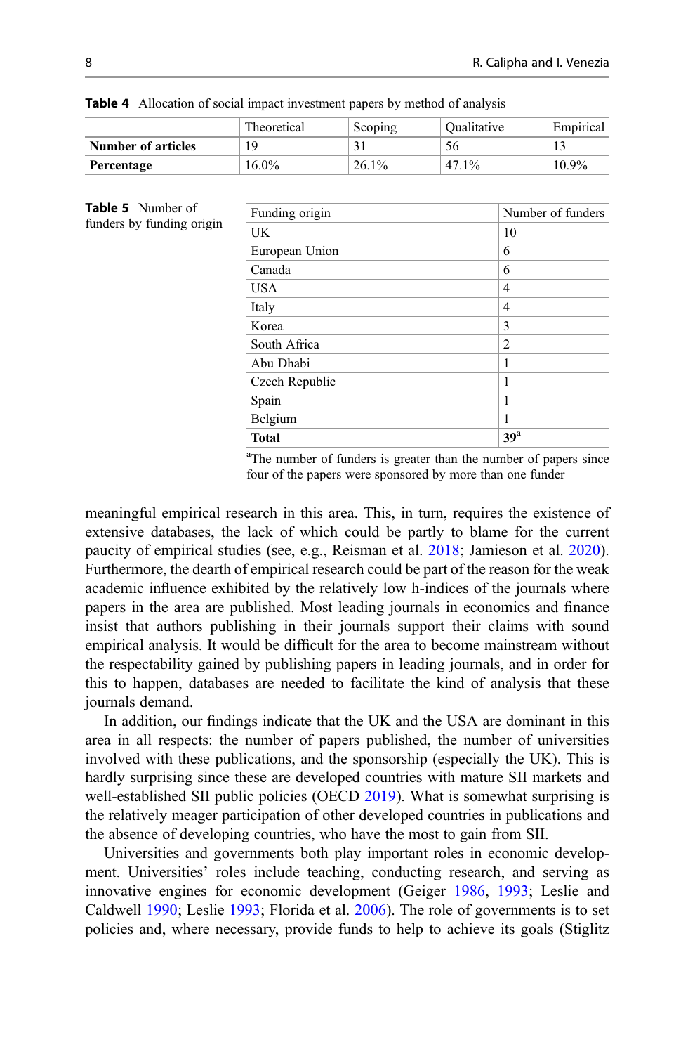**Table 4** Allocation of social impact investment papers by method of analysis

| | Theoretical | Scoping | Qualitative | Empirical |
|---|---|---|---|---|
| **Number of articles** | 19 | 31 | 56 | 13 |
| **Percentage** | 16.0% | 26.1% | 47.1% | 10.9% |

**Table 5** Number of funders by funding origin

| Funding origin | Number of funders |
|---|---|
| UK | 10 |
| European Union | 6 |
| Canada | 6 |
| USA | 4 |
| Italy | 4 |
| Korea | 3 |
| South Africa | 2 |
| Abu Dhabi | 1 |
| Czech Republic | 1 |
| Spain | 1 |
| Belgium | 1 |
| **Total** | **39**[a] |

[a]The number of funders is greater than the number of papers since four of the papers were sponsored by more than one funder

meaningful empirical research in this area. This, in turn, requires the existence of extensive databases, the lack of which could be partly to blame for the current paucity of empirical studies (see, e.g., Reisman et al. 2018; Jamieson et al. 2020). Furthermore, the dearth of empirical research could be part of the reason for the weak academic influence exhibited by the relatively low h-indices of the journals where papers in the area are published. Most leading journals in economics and finance insist that authors publishing in their journals support their claims with sound empirical analysis. It would be difficult for the area to become mainstream without the respectability gained by publishing papers in leading journals, and in order for this to happen, databases are needed to facilitate the kind of analysis that these journals demand.

In addition, our findings indicate that the UK and the USA are dominant in this area in all respects: the number of papers published, the number of universities involved with these publications, and the sponsorship (especially the UK). This is hardly surprising since these are developed countries with mature SII markets and well-established SII public policies (OECD 2019). What is somewhat surprising is the relatively meager participation of other developed countries in publications and the absence of developing countries, who have the most to gain from SII.

Universities and governments both play important roles in economic development. Universities' roles include teaching, conducting research, and serving as innovative engines for economic development (Geiger 1986, 1993; Leslie and Caldwell 1990; Leslie 1993; Florida et al. 2006). The role of governments is to set policies and, where necessary, provide funds to help to achieve its goals (Stiglitz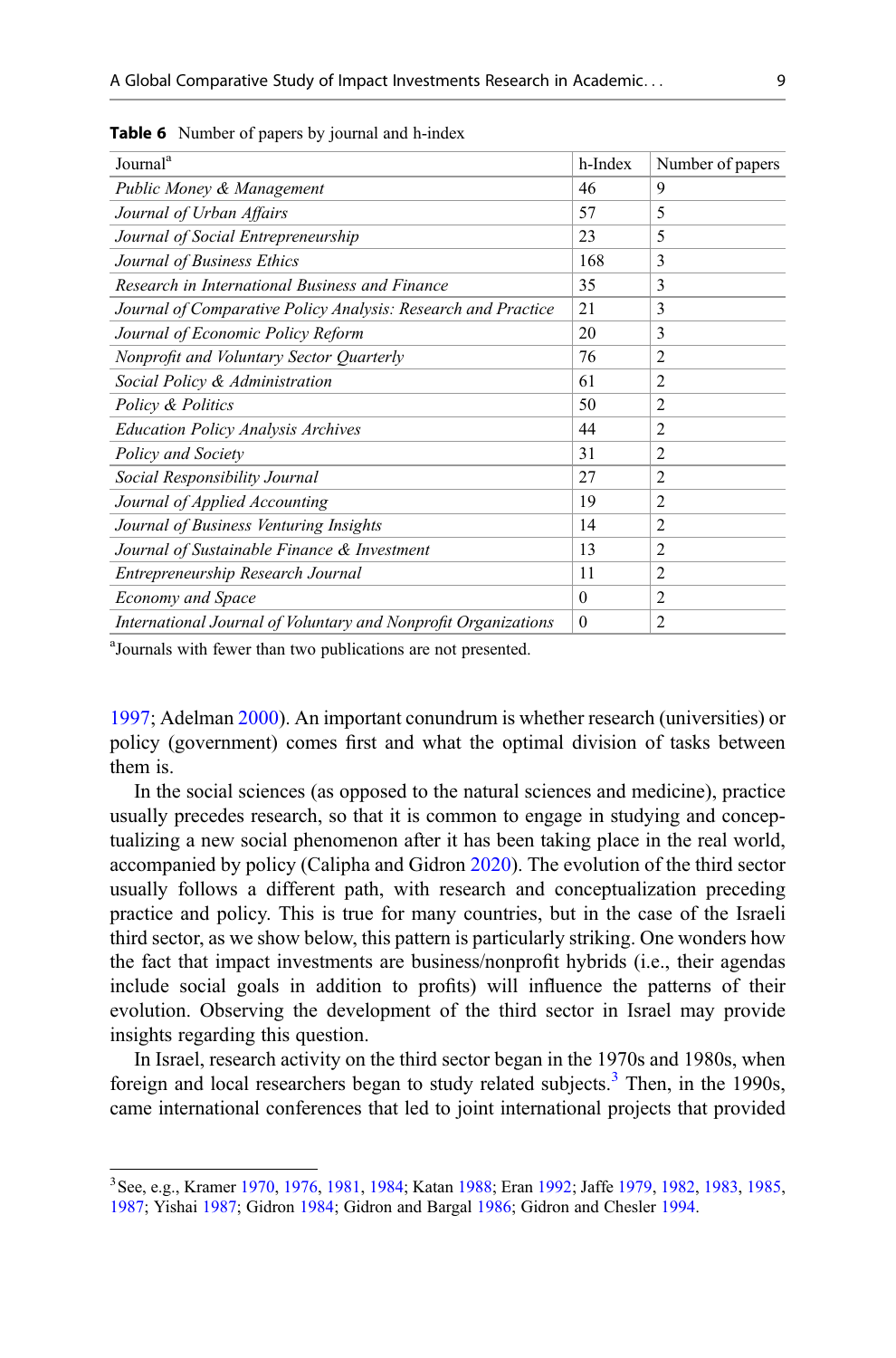**Table 6** Number of papers by journal and h-index

| Journal[a] | h-Index | Number of papers |
|---|---|---|
| *Public Money & Management* | 46 | 9 |
| *Journal of Urban Affairs* | 57 | 5 |
| *Journal of Social Entrepreneurship* | 23 | 5 |
| *Journal of Business Ethics* | 168 | 3 |
| *Research in International Business and Finance* | 35 | 3 |
| *Journal of Comparative Policy Analysis: Research and Practice* | 21 | 3 |
| *Journal of Economic Policy Reform* | 20 | 3 |
| *Nonprofit and Voluntary Sector Quarterly* | 76 | 2 |
| *Social Policy & Administration* | 61 | 2 |
| *Policy & Politics* | 50 | 2 |
| *Education Policy Analysis Archives* | 44 | 2 |
| *Policy and Society* | 31 | 2 |
| *Social Responsibility Journal* | 27 | 2 |
| *Journal of Applied Accounting* | 19 | 2 |
| *Journal of Business Venturing Insights* | 14 | 2 |
| *Journal of Sustainable Finance & Investment* | 13 | 2 |
| *Entrepreneurship Research Journal* | 11 | 2 |
| *Economy and Space* | 0 | 2 |
| *International Journal of Voluntary and Nonprofit Organizations* | 0 | 2 |

[a]Journals with fewer than two publications are not presented.

1997; Adelman 2000). An important conundrum is whether research (universities) or policy (government) comes first and what the optimal division of tasks between them is.

In the social sciences (as opposed to the natural sciences and medicine), practice usually precedes research, so that it is common to engage in studying and conceptualizing a new social phenomenon after it has been taking place in the real world, accompanied by policy (Calipha and Gidron 2020). The evolution of the third sector usually follows a different path, with research and conceptualization preceding practice and policy. This is true for many countries, but in the case of the Israeli third sector, as we show below, this pattern is particularly striking. One wonders how the fact that impact investments are business/nonprofit hybrids (i.e., their agendas include social goals in addition to profits) will influence the patterns of their evolution. Observing the development of the third sector in Israel may provide insights regarding this question.

In Israel, research activity on the third sector began in the 1970s and 1980s, when foreign and local researchers began to study related subjects.[3] Then, in the 1990s, came international conferences that led to joint international projects that provided

[3]See, e.g., Kramer 1970, 1976, 1981, 1984; Katan 1988; Eran 1992; Jaffe 1979, 1982, 1983, 1985, 1987; Yishai 1987; Gidron 1984; Gidron and Bargal 1986; Gidron and Chesler 1994.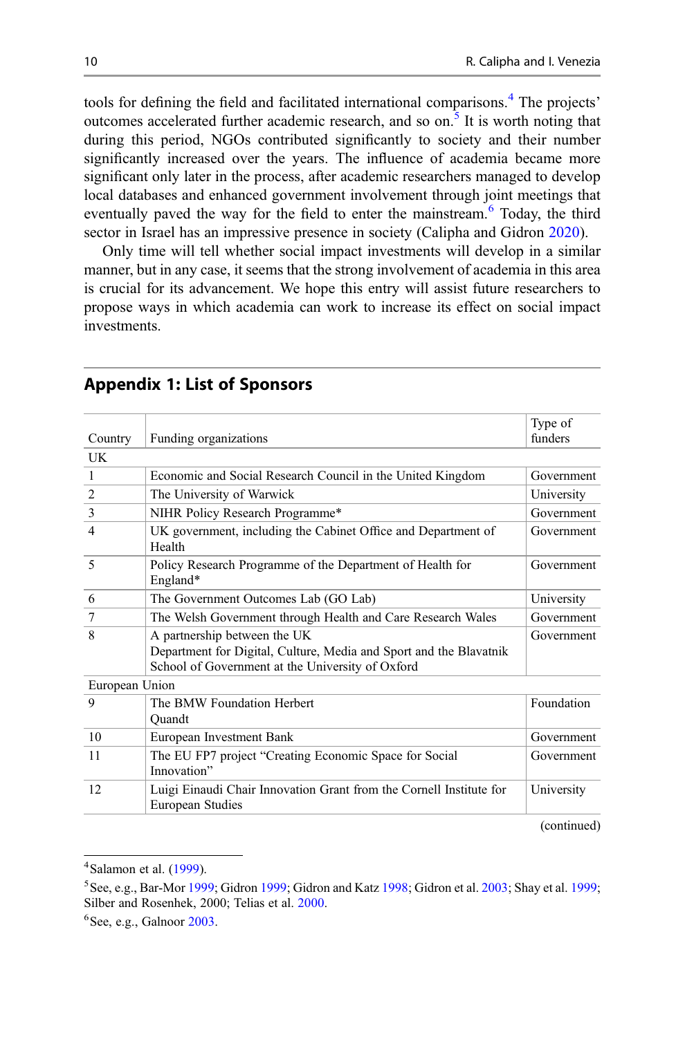tools for defining the field and facilitated international comparisons.[4] The projects' outcomes accelerated further academic research, and so on.[5] It is worth noting that during this period, NGOs contributed significantly to society and their number significantly increased over the years. The influence of academia became more significant only later in the process, after academic researchers managed to develop local databases and enhanced government involvement through joint meetings that eventually paved the way for the field to enter the mainstream.[6] Today, the third sector in Israel has an impressive presence in society (Calipha and Gidron 2020).

Only time will tell whether social impact investments will develop in a similar manner, but in any case, it seems that the strong involvement of academia in this area is crucial for its advancement. We hope this entry will assist future researchers to propose ways in which academia can work to increase its effect on social impact investments.

## Appendix 1: List of Sponsors

| Country | Funding organizations | Type of funders |
|---|---|---|
| UK | | |
| 1 | Economic and Social Research Council in the United Kingdom | Government |
| 2 | The University of Warwick | University |
| 3 | NIHR Policy Research Programme* | Government |
| 4 | UK government, including the Cabinet Office and Department of Health | Government |
| 5 | Policy Research Programme of the Department of Health for England* | Government |
| 6 | The Government Outcomes Lab (GO Lab) | University |
| 7 | The Welsh Government through Health and Care Research Wales | Government |
| 8 | A partnership between the UK Department for Digital, Culture, Media and Sport and the Blavatnik School of Government at the University of Oxford | Government |
| European Union | | |
| 9 | The BMW Foundation Herbert Quandt | Foundation |
| 10 | European Investment Bank | Government |
| 11 | The EU FP7 project "Creating Economic Space for Social Innovation" | Government |
| 12 | Luigi Einaudi Chair Innovation Grant from the Cornell Institute for European Studies | University |

(continued)

[4] Salamon et al. (1999).

[5] See, e.g., Bar-Mor 1999; Gidron 1999; Gidron and Katz 1998; Gidron et al. 2003; Shay et al. 1999; Silber and Rosenhek, 2000; Telias et al. 2000.

[6] See, e.g., Galnoor 2003.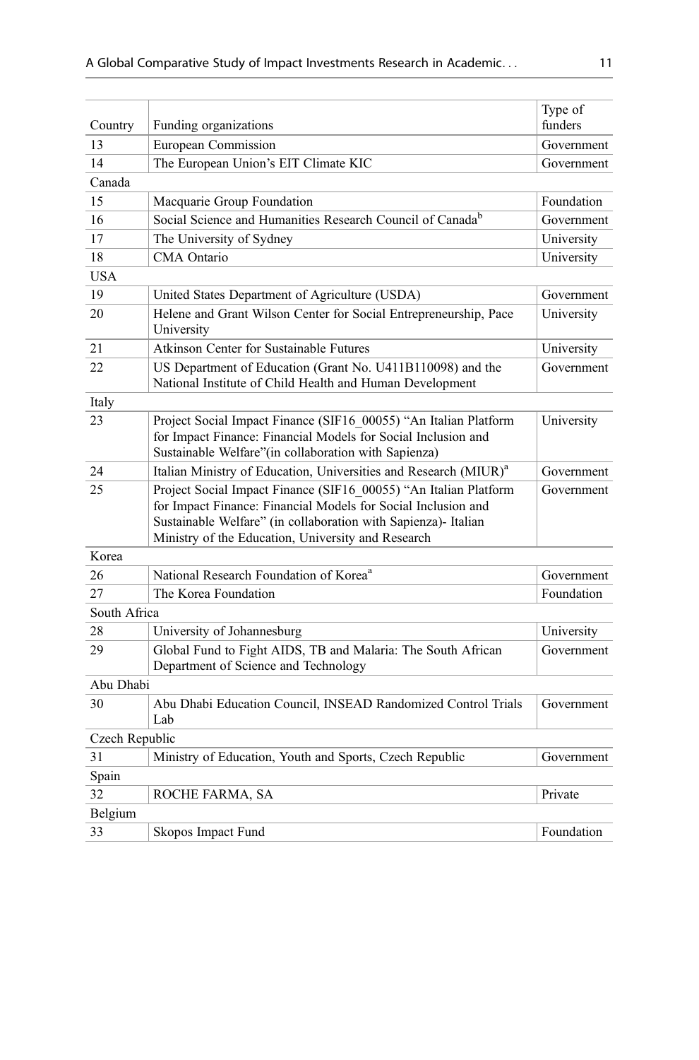| Country | Funding organizations | Type of funders |
|---|---|---|
| 13 | European Commission | Government |
| 14 | The European Union's EIT Climate KIC | Government |
| Canada | | |
| 15 | Macquarie Group Foundation | Foundation |
| 16 | Social Science and Humanities Research Council of Canada[b] | Government |
| 17 | The University of Sydney | University |
| 18 | CMA Ontario | University |
| USA | | |
| 19 | United States Department of Agriculture (USDA) | Government |
| 20 | Helene and Grant Wilson Center for Social Entrepreneurship, Pace University | University |
| 21 | Atkinson Center for Sustainable Futures | University |
| 22 | US Department of Education (Grant No. U411B110098) and the National Institute of Child Health and Human Development | Government |
| Italy | | |
| 23 | Project Social Impact Finance (SIF16_00055) "An Italian Platform for Impact Finance: Financial Models for Social Inclusion and Sustainable Welfare"(in collaboration with Sapienza) | University |
| 24 | Italian Ministry of Education, Universities and Research (MIUR)[a] | Government |
| 25 | Project Social Impact Finance (SIF16_00055) "An Italian Platform for Impact Finance: Financial Models for Social Inclusion and Sustainable Welfare" (in collaboration with Sapienza)- Italian Ministry of the Education, University and Research | Government |
| Korea | | |
| 26 | National Research Foundation of Korea[a] | Government |
| 27 | The Korea Foundation | Foundation |
| South Africa | | |
| 28 | University of Johannesburg | University |
| 29 | Global Fund to Fight AIDS, TB and Malaria: The South African Department of Science and Technology | Government |
| Abu Dhabi | | |
| 30 | Abu Dhabi Education Council, INSEAD Randomized Control Trials Lab | Government |
| Czech Republic | | |
| 31 | Ministry of Education, Youth and Sports, Czech Republic | Government |
| Spain | | |
| 32 | ROCHE FARMA, SA | Private |
| Belgium | | |
| 33 | Skopos Impact Fund | Foundation |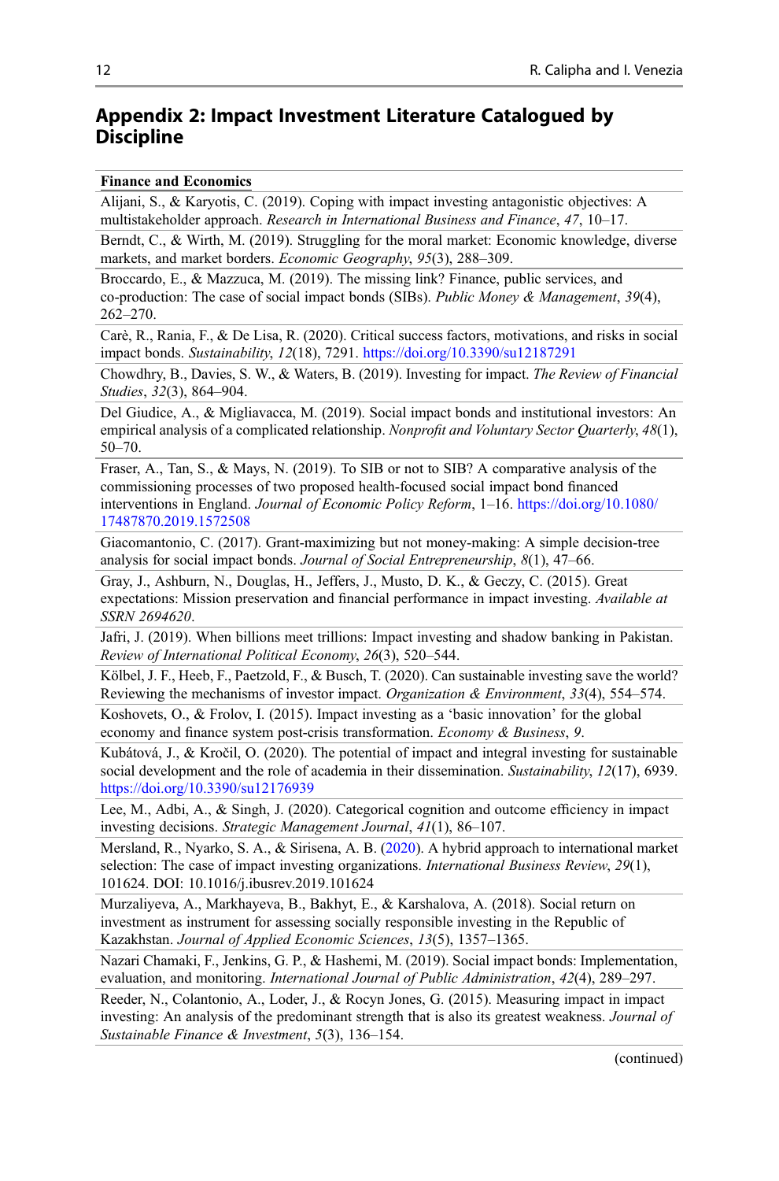## Appendix 2: Impact Investment Literature Catalogued by Discipline

| **Finance and Economics** |
|---|
| Alijani, S., & Karyotis, C. (2019). Coping with impact investing antagonistic objectives: A multistakeholder approach. *Research in International Business and Finance*, *47*, 10–17. |
| Berndt, C., & Wirth, M. (2019). Struggling for the moral market: Economic knowledge, diverse markets, and market borders. *Economic Geography*, *95*(3), 288–309. |
| Broccardo, E., & Mazzuca, M. (2019). The missing link? Finance, public services, and co-production: The case of social impact bonds (SIBs). *Public Money & Management*, *39*(4), 262–270. |
| Carè, R., Rania, F., & De Lisa, R. (2020). Critical success factors, motivations, and risks in social impact bonds. *Sustainability*, *12*(18), 7291. https://doi.org/10.3390/su12187291 |
| Chowdhry, B., Davies, S. W., & Waters, B. (2019). Investing for impact. *The Review of Financial Studies*, *32*(3), 864–904. |
| Del Giudice, A., & Migliavacca, M. (2019). Social impact bonds and institutional investors: An empirical analysis of a complicated relationship. *Nonprofit and Voluntary Sector Quarterly*, *48*(1), 50–70. |
| Fraser, A., Tan, S., & Mays, N. (2019). To SIB or not to SIB? A comparative analysis of the commissioning processes of two proposed health-focused social impact bond financed interventions in England. *Journal of Economic Policy Reform*, 1–16. https://doi.org/10.1080/17487870.2019.1572508 |
| Giacomantonio, C. (2017). Grant-maximizing but not money-making: A simple decision-tree analysis for social impact bonds. *Journal of Social Entrepreneurship*, *8*(1), 47–66. |
| Gray, J., Ashburn, N., Douglas, H., Jeffers, J., Musto, D. K., & Geczy, C. (2015). Great expectations: Mission preservation and financial performance in impact investing. *Available at SSRN 2694620*. |
| Jafri, J. (2019). When billions meet trillions: Impact investing and shadow banking in Pakistan. *Review of International Political Economy*, *26*(3), 520–544. |
| Kölbel, J. F., Heeb, F., Paetzold, F., & Busch, T. (2020). Can sustainable investing save the world? Reviewing the mechanisms of investor impact. *Organization & Environment*, *33*(4), 554–574. |
| Koshovets, O., & Frolov, I. (2015). Impact investing as a 'basic innovation' for the global economy and finance system post-crisis transformation. *Economy & Business*, *9*. |
| Kubátová, J., & Kročil, O. (2020). The potential of impact and integral investing for sustainable social development and the role of academia in their dissemination. *Sustainability*, *12*(17), 6939. https://doi.org/10.3390/su12176939 |
| Lee, M., Adbi, A., & Singh, J. (2020). Categorical cognition and outcome efficiency in impact investing decisions. *Strategic Management Journal*, *41*(1), 86–107. |
| Mersland, R., Nyarko, S. A., & Sirisena, A. B. (2020). A hybrid approach to international market selection: The case of impact investing organizations. *International Business Review*, *29*(1), 101624. DOI: 10.1016/j.ibusrev.2019.101624 |
| Murzaliyeva, A., Markhayeva, B., Bakhyt, E., & Karshalova, A. (2018). Social return on investment as instrument for assessing socially responsible investing in the Republic of Kazakhstan. *Journal of Applied Economic Sciences*, *13*(5), 1357–1365. |
| Nazari Chamaki, F., Jenkins, G. P., & Hashemi, M. (2019). Social impact bonds: Implementation, evaluation, and monitoring. *International Journal of Public Administration*, *42*(4), 289–297. |
| Reeder, N., Colantonio, A., Loder, J., & Rocyn Jones, G. (2015). Measuring impact in impact investing: An analysis of the predominant strength that is also its greatest weakness. *Journal of Sustainable Finance & Investment*, *5*(3), 136–154. |

(continued)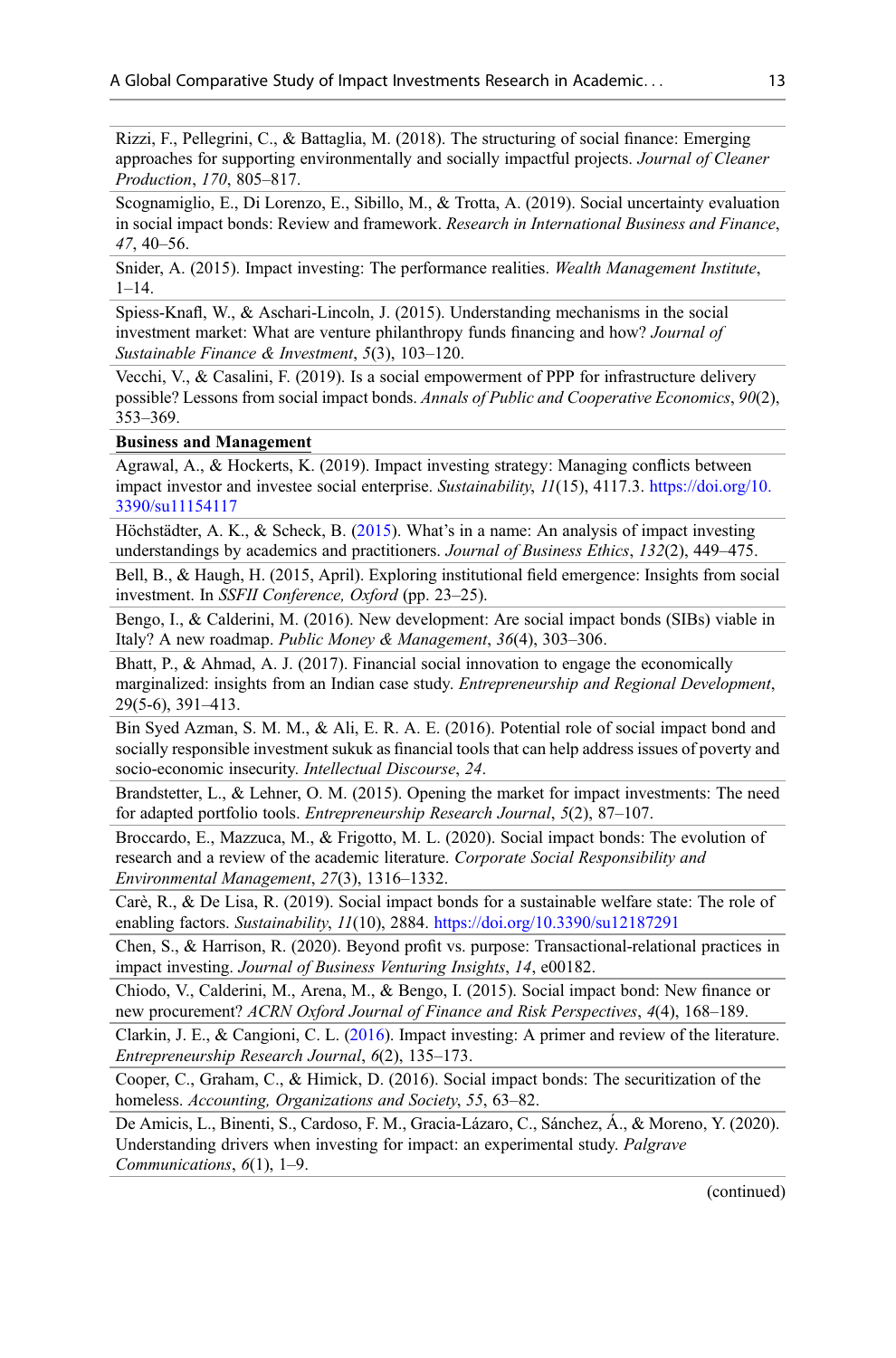| |
|---|
| Rizzi, F., Pellegrini, C., & Battaglia, M. (2018). The structuring of social finance: Emerging approaches for supporting environmentally and socially impactful projects. *Journal of Cleaner Production*, *170*, 805–817. |
| Scognamiglio, E., Di Lorenzo, E., Sibillo, M., & Trotta, A. (2019). Social uncertainty evaluation in social impact bonds: Review and framework. *Research in International Business and Finance*, *47*, 40–56. |
| Snider, A. (2015). Impact investing: The performance realities. *Wealth Management Institute*, 1–14. |
| Spiess-Knafl, W., & Aschari-Lincoln, J. (2015). Understanding mechanisms in the social investment market: What are venture philanthropy funds financing and how? *Journal of Sustainable Finance & Investment*, *5*(3), 103–120. |
| Vecchi, V., & Casalini, F. (2019). Is a social empowerment of PPP for infrastructure delivery possible? Lessons from social impact bonds. *Annals of Public and Cooperative Economics*, *90*(2), 353–369. |
| **Business and Management** |
| Agrawal, A., & Hockerts, K. (2019). Impact investing strategy: Managing conflicts between impact investor and investee social enterprise. *Sustainability*, *11*(15), 4117.3. https://doi.org/10.3390/su11154117 |
| Höchstädter, A. K., & Scheck, B. (2015). What's in a name: An analysis of impact investing understandings by academics and practitioners. *Journal of Business Ethics*, *132*(2), 449–475. |
| Bell, B., & Haugh, H. (2015, April). Exploring institutional field emergence: Insights from social investment. In *SSFII Conference, Oxford* (pp. 23–25). |
| Bengo, I., & Calderini, M. (2016). New development: Are social impact bonds (SIBs) viable in Italy? A new roadmap. *Public Money & Management*, *36*(4), 303–306. |
| Bhatt, P., & Ahmad, A. J. (2017). Financial social innovation to engage the economically marginalized: insights from an Indian case study. *Entrepreneurship and Regional Development*, 29(5-6), 391–413. |
| Bin Syed Azman, S. M. M., & Ali, E. R. A. E. (2016). Potential role of social impact bond and socially responsible investment sukuk as financial tools that can help address issues of poverty and socio-economic insecurity. *Intellectual Discourse*, *24*. |
| Brandstetter, L., & Lehner, O. M. (2015). Opening the market for impact investments: The need for adapted portfolio tools. *Entrepreneurship Research Journal*, *5*(2), 87–107. |
| Broccardo, E., Mazzuca, M., & Frigotto, M. L. (2020). Social impact bonds: The evolution of research and a review of the academic literature. *Corporate Social Responsibility and Environmental Management*, *27*(3), 1316–1332. |
| Carè, R., & De Lisa, R. (2019). Social impact bonds for a sustainable welfare state: The role of enabling factors. *Sustainability*, *11*(10), 2884. https://doi.org/10.3390/su12187291 |
| Chen, S., & Harrison, R. (2020). Beyond profit vs. purpose: Transactional-relational practices in impact investing. *Journal of Business Venturing Insights*, *14*, e00182. |
| Chiodo, V., Calderini, M., Arena, M., & Bengo, I. (2015). Social impact bond: New finance or new procurement? *ACRN Oxford Journal of Finance and Risk Perspectives*, *4*(4), 168–189. |
| Clarkin, J. E., & Cangioni, C. L. (2016). Impact investing: A primer and review of the literature. *Entrepreneurship Research Journal*, *6*(2), 135–173. |
| Cooper, C., Graham, C., & Himick, D. (2016). Social impact bonds: The securitization of the homeless. *Accounting, Organizations and Society*, *55*, 63–82. |
| De Amicis, L., Binenti, S., Cardoso, F. M., Gracia-Lázaro, C., Sánchez, Á., & Moreno, Y. (2020). Understanding drivers when investing for impact: an experimental study. *Palgrave Communications*, *6*(1), 1–9. |

(continued)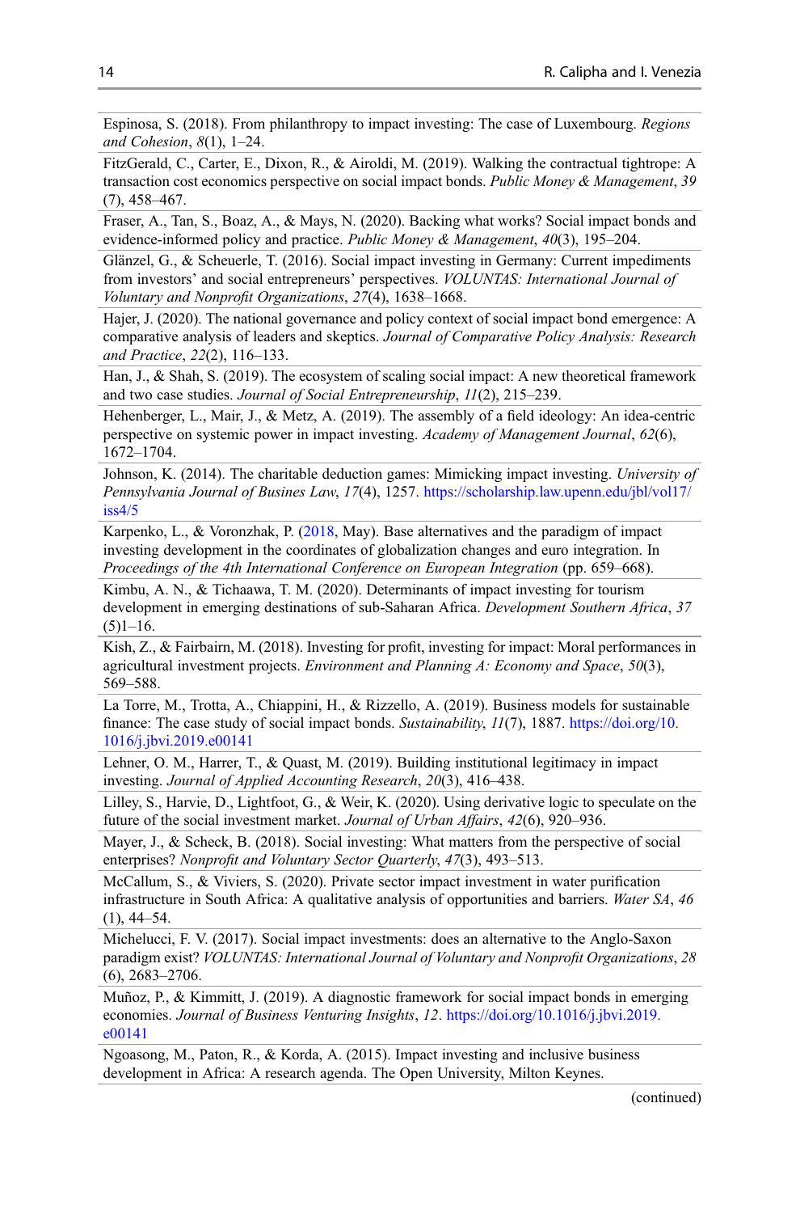| |
|---|
| Espinosa, S. (2018). From philanthropy to impact investing: The case of Luxembourg. *Regions and Cohesion*, *8*(1), 1–24. |
| FitzGerald, C., Carter, E., Dixon, R., & Airoldi, M. (2019). Walking the contractual tightrope: A transaction cost economics perspective on social impact bonds. *Public Money & Management*, *39* (7), 458–467. |
| Fraser, A., Tan, S., Boaz, A., & Mays, N. (2020). Backing what works? Social impact bonds and evidence-informed policy and practice. *Public Money & Management*, *40*(3), 195–204. |
| Glänzel, G., & Scheuerle, T. (2016). Social impact investing in Germany: Current impediments from investors' and social entrepreneurs' perspectives. *VOLUNTAS: International Journal of Voluntary and Nonprofit Organizations*, *27*(4), 1638–1668. |
| Hajer, J. (2020). The national governance and policy context of social impact bond emergence: A comparative analysis of leaders and skeptics. *Journal of Comparative Policy Analysis: Research and Practice*, *22*(2), 116–133. |
| Han, J., & Shah, S. (2019). The ecosystem of scaling social impact: A new theoretical framework and two case studies. *Journal of Social Entrepreneurship*, *11*(2), 215–239. |
| Hehenberger, L., Mair, J., & Metz, A. (2019). The assembly of a field ideology: An idea-centric perspective on systemic power in impact investing. *Academy of Management Journal*, *62*(6), 1672–1704. |
| Johnson, K. (2014). The charitable deduction games: Mimicking impact investing. *University of Pennsylvania Journal of Busines Law*, *17*(4), 1257. https://scholarship.law.upenn.edu/jbl/vol17/iss4/5 |
| Karpenko, L., & Voronzhak, P. (2018, May). Base alternatives and the paradigm of impact investing development in the coordinates of globalization changes and euro integration. In *Proceedings of the 4th International Conference on European Integration* (pp. 659–668). |
| Kimbu, A. N., & Tichaawa, T. M. (2020). Determinants of impact investing for tourism development in emerging destinations of sub-Saharan Africa. *Development Southern Africa*, *37* (5)1–16. |
| Kish, Z., & Fairbairn, M. (2018). Investing for profit, investing for impact: Moral performances in agricultural investment projects. *Environment and Planning A: Economy and Space*, *50*(3), 569–588. |
| La Torre, M., Trotta, A., Chiappini, H., & Rizzello, A. (2019). Business models for sustainable finance: The case study of social impact bonds. *Sustainability*, *11*(7), 1887. https://doi.org/10.1016/j.jbvi.2019.e00141 |
| Lehner, O. M., Harrer, T., & Quast, M. (2019). Building institutional legitimacy in impact investing. *Journal of Applied Accounting Research*, *20*(3), 416–438. |
| Lilley, S., Harvie, D., Lightfoot, G., & Weir, K. (2020). Using derivative logic to speculate on the future of the social investment market. *Journal of Urban Affairs*, *42*(6), 920–936. |
| Mayer, J., & Scheck, B. (2018). Social investing: What matters from the perspective of social enterprises? *Nonprofit and Voluntary Sector Quarterly*, *47*(3), 493–513. |
| McCallum, S., & Viviers, S. (2020). Private sector impact investment in water purification infrastructure in South Africa: A qualitative analysis of opportunities and barriers. *Water SA*, *46* (1), 44–54. |
| Michelucci, F. V. (2017). Social impact investments: does an alternative to the Anglo-Saxon paradigm exist? *VOLUNTAS: International Journal of Voluntary and Nonprofit Organizations*, *28* (6), 2683–2706. |
| Muñoz, P., & Kimmitt, J. (2019). A diagnostic framework for social impact bonds in emerging economies. *Journal of Business Venturing Insights*, *12*. https://doi.org/10.1016/j.jbvi.2019.e00141 |
| Ngoasong, M., Paton, R., & Korda, A. (2015). Impact investing and inclusive business development in Africa: A research agenda. The Open University, Milton Keynes. |

(continued)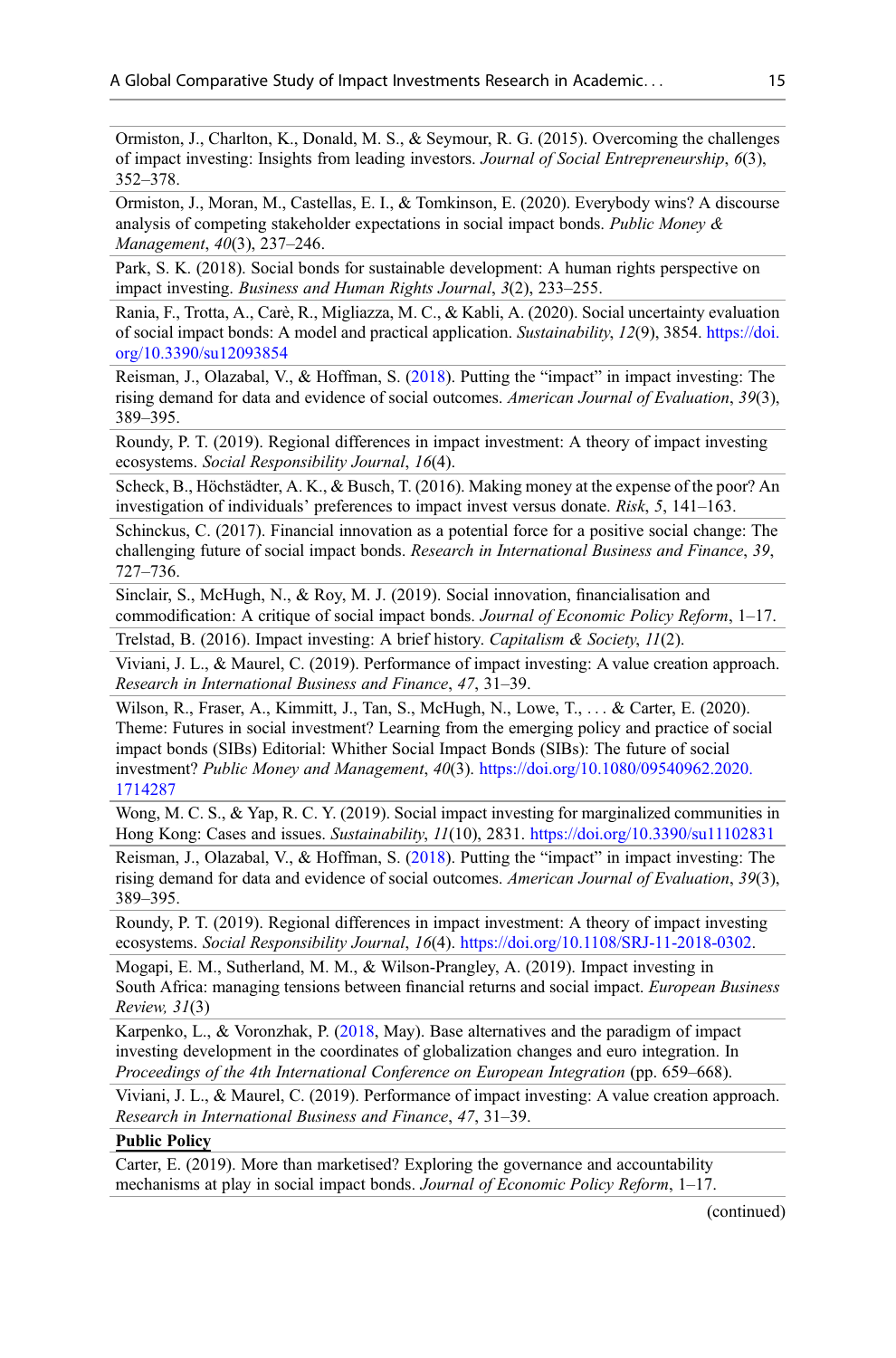| |
|---|
| Ormiston, J., Charlton, K., Donald, M. S., & Seymour, R. G. (2015). Overcoming the challenges of impact investing: Insights from leading investors. *Journal of Social Entrepreneurship*, *6*(3), 352–378. |
| Ormiston, J., Moran, M., Castellas, E. I., & Tomkinson, E. (2020). Everybody wins? A discourse analysis of competing stakeholder expectations in social impact bonds. *Public Money & Management*, *40*(3), 237–246. |
| Park, S. K. (2018). Social bonds for sustainable development: A human rights perspective on impact investing. *Business and Human Rights Journal*, *3*(2), 233–255. |
| Rania, F., Trotta, A., Carè, R., Migliazza, M. C., & Kabli, A. (2020). Social uncertainty evaluation of social impact bonds: A model and practical application. *Sustainability*, *12*(9), 3854. https://doi.org/10.3390/su12093854 |
| Reisman, J., Olazabal, V., & Hoffman, S. (2018). Putting the "impact" in impact investing: The rising demand for data and evidence of social outcomes. *American Journal of Evaluation*, *39*(3), 389–395. |
| Roundy, P. T. (2019). Regional differences in impact investment: A theory of impact investing ecosystems. *Social Responsibility Journal*, *16*(4). |
| Scheck, B., Höchstädter, A. K., & Busch, T. (2016). Making money at the expense of the poor? An investigation of individuals' preferences to impact invest versus donate. *Risk*, *5*, 141–163. |
| Schinckus, C. (2017). Financial innovation as a potential force for a positive social change: The challenging future of social impact bonds. *Research in International Business and Finance*, *39*, 727–736. |
| Sinclair, S., McHugh, N., & Roy, M. J. (2019). Social innovation, financialisation and commodification: A critique of social impact bonds. *Journal of Economic Policy Reform*, 1–17. |
| Trelstad, B. (2016). Impact investing: A brief history. *Capitalism & Society*, *11*(2). |
| Viviani, J. L., & Maurel, C. (2019). Performance of impact investing: A value creation approach. *Research in International Business and Finance*, *47*, 31–39. |
| Wilson, R., Fraser, A., Kimmitt, J., Tan, S., McHugh, N., Lowe, T., . . . & Carter, E. (2020). Theme: Futures in social investment? Learning from the emerging policy and practice of social impact bonds (SIBs) Editorial: Whither Social Impact Bonds (SIBs): The future of social investment? *Public Money and Management*, *40*(3). https://doi.org/10.1080/09540962.2020.1714287 |
| Wong, M. C. S., & Yap, R. C. Y. (2019). Social impact investing for marginalized communities in Hong Kong: Cases and issues. *Sustainability*, *11*(10), 2831. https://doi.org/10.3390/su11102831 |
| Reisman, J., Olazabal, V., & Hoffman, S. (2018). Putting the "impact" in impact investing: The rising demand for data and evidence of social outcomes. *American Journal of Evaluation*, *39*(3), 389–395. |
| Roundy, P. T. (2019). Regional differences in impact investment: A theory of impact investing ecosystems. *Social Responsibility Journal*, *16*(4). https://doi.org/10.1108/SRJ-11-2018-0302. |
| Mogapi, E. M., Sutherland, M. M., & Wilson-Prangley, A. (2019). Impact investing in South Africa: managing tensions between financial returns and social impact. *European Business Review, 31*(3) |
| Karpenko, L., & Voronzhak, P. (2018, May). Base alternatives and the paradigm of impact investing development in the coordinates of globalization changes and euro integration. In *Proceedings of the 4th International Conference on European Integration* (pp. 659–668). |
| Viviani, J. L., & Maurel, C. (2019). Performance of impact investing: A value creation approach. *Research in International Business and Finance*, *47*, 31–39. |
| **Public Policy** |
| Carter, E. (2019). More than marketised? Exploring the governance and accountability mechanisms at play in social impact bonds. *Journal of Economic Policy Reform*, 1–17. |

(continued)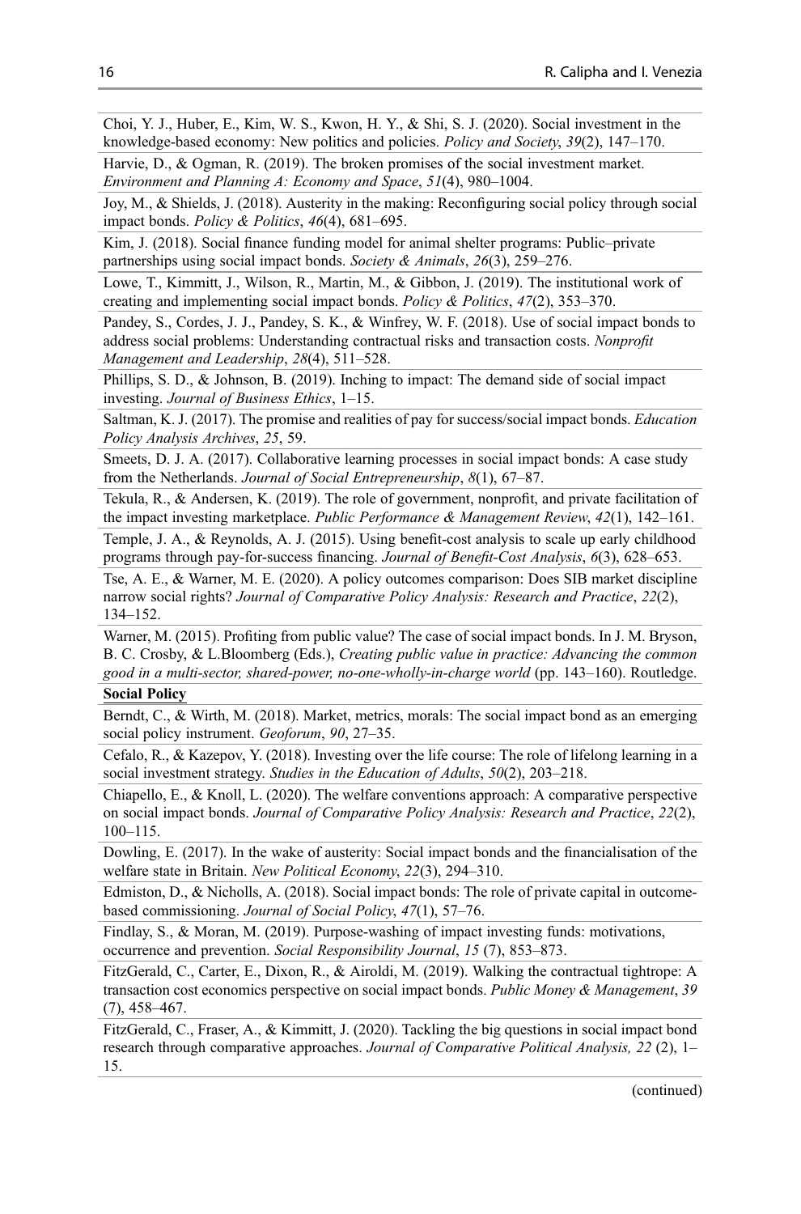| |
|---|
| Choi, Y. J., Huber, E., Kim, W. S., Kwon, H. Y., & Shi, S. J. (2020). Social investment in the knowledge-based economy: New politics and policies. *Policy and Society*, *39*(2), 147–170. |
| Harvie, D., & Ogman, R. (2019). The broken promises of the social investment market. *Environment and Planning A: Economy and Space*, *51*(4), 980–1004. |
| Joy, M., & Shields, J. (2018). Austerity in the making: Reconfiguring social policy through social impact bonds. *Policy & Politics*, *46*(4), 681–695. |
| Kim, J. (2018). Social finance funding model for animal shelter programs: Public–private partnerships using social impact bonds. *Society & Animals*, *26*(3), 259–276. |
| Lowe, T., Kimmitt, J., Wilson, R., Martin, M., & Gibbon, J. (2019). The institutional work of creating and implementing social impact bonds. *Policy & Politics*, *47*(2), 353–370. |
| Pandey, S., Cordes, J. J., Pandey, S. K., & Winfrey, W. F. (2018). Use of social impact bonds to address social problems: Understanding contractual risks and transaction costs. *Nonprofit Management and Leadership*, *28*(4), 511–528. |
| Phillips, S. D., & Johnson, B. (2019). Inching to impact: The demand side of social impact investing. *Journal of Business Ethics*, 1–15. |
| Saltman, K. J. (2017). The promise and realities of pay for success/social impact bonds. *Education Policy Analysis Archives*, *25*, 59. |
| Smeets, D. J. A. (2017). Collaborative learning processes in social impact bonds: A case study from the Netherlands. *Journal of Social Entrepreneurship*, *8*(1), 67–87. |
| Tekula, R., & Andersen, K. (2019). The role of government, nonprofit, and private facilitation of the impact investing marketplace. *Public Performance & Management Review*, *42*(1), 142–161. |
| Temple, J. A., & Reynolds, A. J. (2015). Using benefit-cost analysis to scale up early childhood programs through pay-for-success financing. *Journal of Benefit-Cost Analysis*, *6*(3), 628–653. |
| Tse, A. E., & Warner, M. E. (2020). A policy outcomes comparison: Does SIB market discipline narrow social rights? *Journal of Comparative Policy Analysis: Research and Practice*, *22*(2), 134–152. |
| Warner, M. (2015). Profiting from public value? The case of social impact bonds. In J. M. Bryson, B. C. Crosby, & L.Bloomberg (Eds.), *Creating public value in practice: Advancing the common good in a multi-sector, shared-power, no-one-wholly-in-charge world* (pp. 143–160). Routledge. |
| **Social Policy** |
| Berndt, C., & Wirth, M. (2018). Market, metrics, morals: The social impact bond as an emerging social policy instrument. *Geoforum*, *90*, 27–35. |
| Cefalo, R., & Kazepov, Y. (2018). Investing over the life course: The role of lifelong learning in a social investment strategy. *Studies in the Education of Adults*, *50*(2), 203–218. |
| Chiapello, E., & Knoll, L. (2020). The welfare conventions approach: A comparative perspective on social impact bonds. *Journal of Comparative Policy Analysis: Research and Practice*, *22*(2), 100–115. |
| Dowling, E. (2017). In the wake of austerity: Social impact bonds and the financialisation of the welfare state in Britain. *New Political Economy*, *22*(3), 294–310. |
| Edmiston, D., & Nicholls, A. (2018). Social impact bonds: The role of private capital in outcome-based commissioning. *Journal of Social Policy*, *47*(1), 57–76. |
| Findlay, S., & Moran, M. (2019). Purpose-washing of impact investing funds: motivations, occurrence and prevention. *Social Responsibility Journal*, *15* (7), 853–873. |
| FitzGerald, C., Carter, E., Dixon, R., & Airoldi, M. (2019). Walking the contractual tightrope: A transaction cost economics perspective on social impact bonds. *Public Money & Management*, *39* (7), 458–467. |
| FitzGerald, C., Fraser, A., & Kimmitt, J. (2020). Tackling the big questions in social impact bond research through comparative approaches. *Journal of Comparative Political Analysis, 22* (2), 1–15. |

(continued)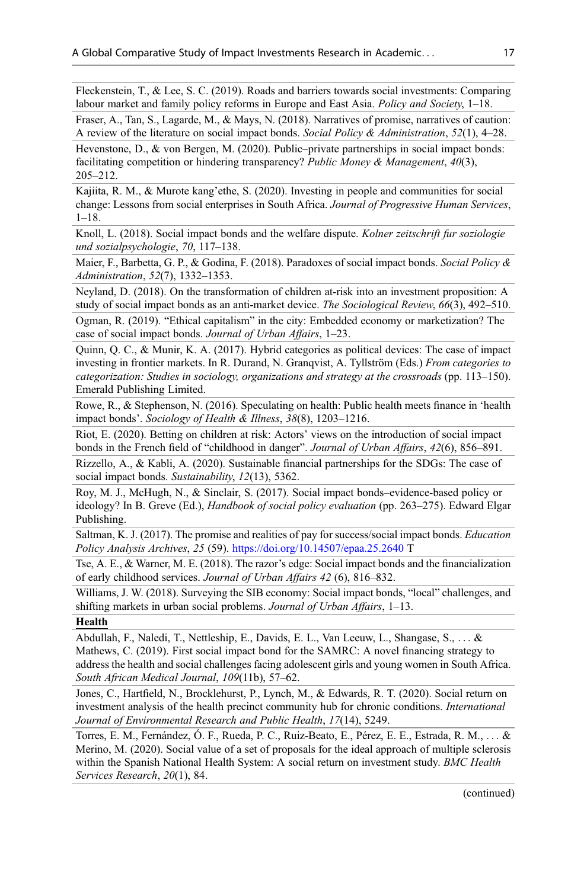| |
|---|
| Fleckenstein, T., & Lee, S. C. (2019). Roads and barriers towards social investments: Comparing labour market and family policy reforms in Europe and East Asia. *Policy and Society*, 1–18. |
| Fraser, A., Tan, S., Lagarde, M., & Mays, N. (2018). Narratives of promise, narratives of caution: A review of the literature on social impact bonds. *Social Policy & Administration*, *52*(1), 4–28. |
| Hevenstone, D., & von Bergen, M. (2020). Public–private partnerships in social impact bonds: facilitating competition or hindering transparency? *Public Money & Management*, *40*(3), 205–212. |
| Kajiita, R. M., & Murote kang'ethe, S. (2020). Investing in people and communities for social change: Lessons from social enterprises in South Africa. *Journal of Progressive Human Services*, 1–18. |
| Knoll, L. (2018). Social impact bonds and the welfare dispute. *Kolner zeitschrift fur soziologie und sozialpsychologie*, *70*, 117–138. |
| Maier, F., Barbetta, G. P., & Godina, F. (2018). Paradoxes of social impact bonds. *Social Policy & Administration*, *52*(7), 1332–1353. |
| Neyland, D. (2018). On the transformation of children at-risk into an investment proposition: A study of social impact bonds as an anti-market device. *The Sociological Review*, *66*(3), 492–510. |
| Ogman, R. (2019). "Ethical capitalism" in the city: Embedded economy or marketization? The case of social impact bonds. *Journal of Urban Affairs*, 1–23. |
| Quinn, Q. C., & Munir, K. A. (2017). Hybrid categories as political devices: The case of impact investing in frontier markets. In R. Durand, N. Granqvist, A. Tyllström (Eds.) *From categories to categorization: Studies in sociology, organizations and strategy at the crossroads* (pp. 113–150). Emerald Publishing Limited. |
| Rowe, R., & Stephenson, N. (2016). Speculating on health: Public health meets finance in 'health impact bonds'. *Sociology of Health & Illness*, *38*(8), 1203–1216. |
| Riot, E. (2020). Betting on children at risk: Actors' views on the introduction of social impact bonds in the French field of "childhood in danger". *Journal of Urban Affairs*, *42*(6), 856–891. |
| Rizzello, A., & Kabli, A. (2020). Sustainable financial partnerships for the SDGs: The case of social impact bonds. *Sustainability*, *12*(13), 5362. |
| Roy, M. J., McHugh, N., & Sinclair, S. (2017). Social impact bonds–evidence-based policy or ideology? In B. Greve (Ed.), *Handbook of social policy evaluation* (pp. 263–275). Edward Elgar Publishing. |
| Saltman, K. J. (2017). The promise and realities of pay for success/social impact bonds. *Education Policy Analysis Archives*, *25* (59). https://doi.org/10.14507/epaa.25.2640 T |
| Tse, A. E., & Warner, M. E. (2018). The razor's edge: Social impact bonds and the financialization of early childhood services. *Journal of Urban Affairs 42* (6), 816–832. |
| Williams, J. W. (2018). Surveying the SIB economy: Social impact bonds, "local" challenges, and shifting markets in urban social problems. *Journal of Urban Affairs*, 1–13. |
| **Health** |
| Abdullah, F., Naledi, T., Nettleship, E., Davids, E. L., Van Leeuw, L., Shangase, S., . . . & Mathews, C. (2019). First social impact bond for the SAMRC: A novel financing strategy to address the health and social challenges facing adolescent girls and young women in South Africa. *South African Medical Journal*, *109*(11b), 57–62. |
| Jones, C., Hartfield, N., Brocklehurst, P., Lynch, M., & Edwards, R. T. (2020). Social return on investment analysis of the health precinct community hub for chronic conditions. *International Journal of Environmental Research and Public Health*, *17*(14), 5249. |
| Torres, E. M., Fernández, Ó. F., Rueda, P. C., Ruiz-Beato, E., Pérez, E. E., Estrada, R. M., . . . & Merino, M. (2020). Social value of a set of proposals for the ideal approach of multiple sclerosis within the Spanish National Health System: A social return on investment study. *BMC Health Services Research*, *20*(1), 84. |

(continued)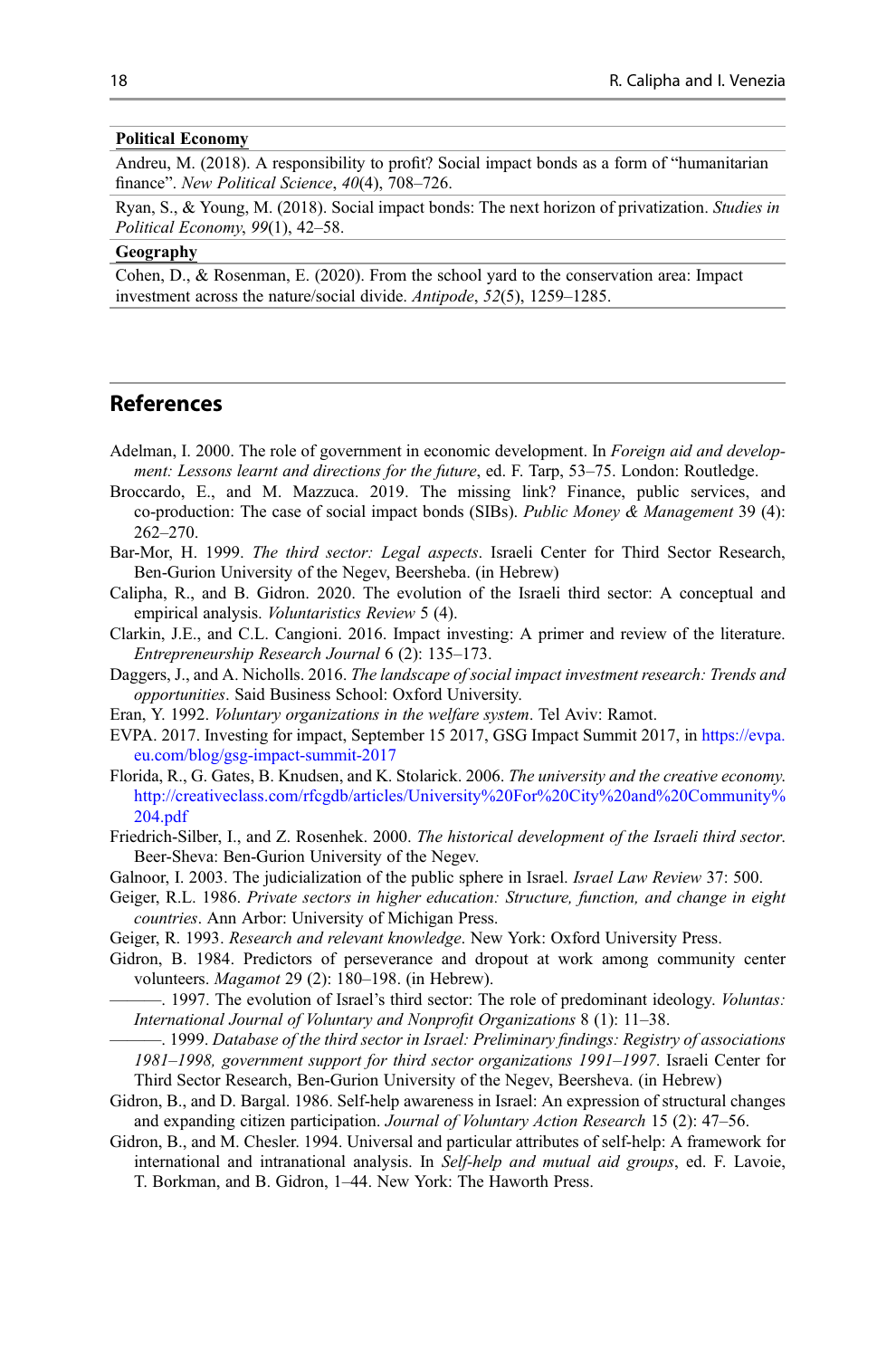| | |
|---|---|
| **Political Economy** | |
| Andreu, M. (2018). A responsibility to profit? Social impact bonds as a form of "humanitarian finance". *New Political Science*, *40*(4), 708–726. | |
| Ryan, S., & Young, M. (2018). Social impact bonds: The next horizon of privatization. *Studies in Political Economy*, *99*(1), 42–58. | |
| **Geography** | |
| Cohen, D., & Rosenman, E. (2020). From the school yard to the conservation area: Impact investment across the nature/social divide. *Antipode*, *52*(5), 1259–1285. | |

## References

Adelman, I. 2000. The role of government in economic development. In *Foreign aid and development: Lessons learnt and directions for the future*, ed. F. Tarp, 53–75. London: Routledge.

Broccardo, E., and M. Mazzuca. 2019. The missing link? Finance, public services, and co-production: The case of social impact bonds (SIBs). *Public Money & Management* 39 (4): 262–270.

Bar-Mor, H. 1999. *The third sector: Legal aspects*. Israeli Center for Third Sector Research, Ben-Gurion University of the Negev, Beersheba. (in Hebrew)

Calipha, R., and B. Gidron. 2020. The evolution of the Israeli third sector: A conceptual and empirical analysis. *Voluntaristics Review* 5 (4).

Clarkin, J.E., and C.L. Cangioni. 2016. Impact investing: A primer and review of the literature. *Entrepreneurship Research Journal* 6 (2): 135–173.

Daggers, J., and A. Nicholls. 2016. *The landscape of social impact investment research: Trends and opportunities*. Said Business School: Oxford University.

Eran, Y. 1992. *Voluntary organizations in the welfare system*. Tel Aviv: Ramot.

EVPA. 2017. Investing for impact, September 15 2017, GSG Impact Summit 2017, in https://evpa.eu.com/blog/gsg-impact-summit-2017

Florida, R., G. Gates, B. Knudsen, and K. Stolarick. 2006. *The university and the creative economy*. http://creativeclass.com/rfcgdb/articles/University%20For%20City%20and%20Community%204.pdf

Friedrich-Silber, I., and Z. Rosenhek. 2000. *The historical development of the Israeli third sector*. Beer-Sheva: Ben-Gurion University of the Negev.

Galnoor, I. 2003. The judicialization of the public sphere in Israel. *Israel Law Review* 37: 500.

Geiger, R.L. 1986. *Private sectors in higher education: Structure, function, and change in eight countries*. Ann Arbor: University of Michigan Press.

Geiger, R. 1993. *Research and relevant knowledge*. New York: Oxford University Press.

Gidron, B. 1984. Predictors of perseverance and dropout at work among community center volunteers. *Magamot* 29 (2): 180–198. (in Hebrew)

———. 1997. The evolution of Israel's third sector: The role of predominant ideology. *Voluntas: International Journal of Voluntary and Nonprofit Organizations* 8 (1): 11–38.

———. 1999. *Database of the third sector in Israel: Preliminary findings: Registry of associations 1981–1998, government support for third sector organizations 1991–1997*. Israeli Center for Third Sector Research, Ben-Gurion University of the Negev, Beersheva. (in Hebrew)

Gidron, B., and D. Bargal. 1986. Self-help awareness in Israel: An expression of structural changes and expanding citizen participation. *Journal of Voluntary Action Research* 15 (2): 47–56.

Gidron, B., and M. Chesler. 1994. Universal and particular attributes of self-help: A framework for international and intranational analysis. In *Self-help and mutual aid groups*, ed. F. Lavoie, T. Borkman, and B. Gidron, 1–44. New York: The Haworth Press.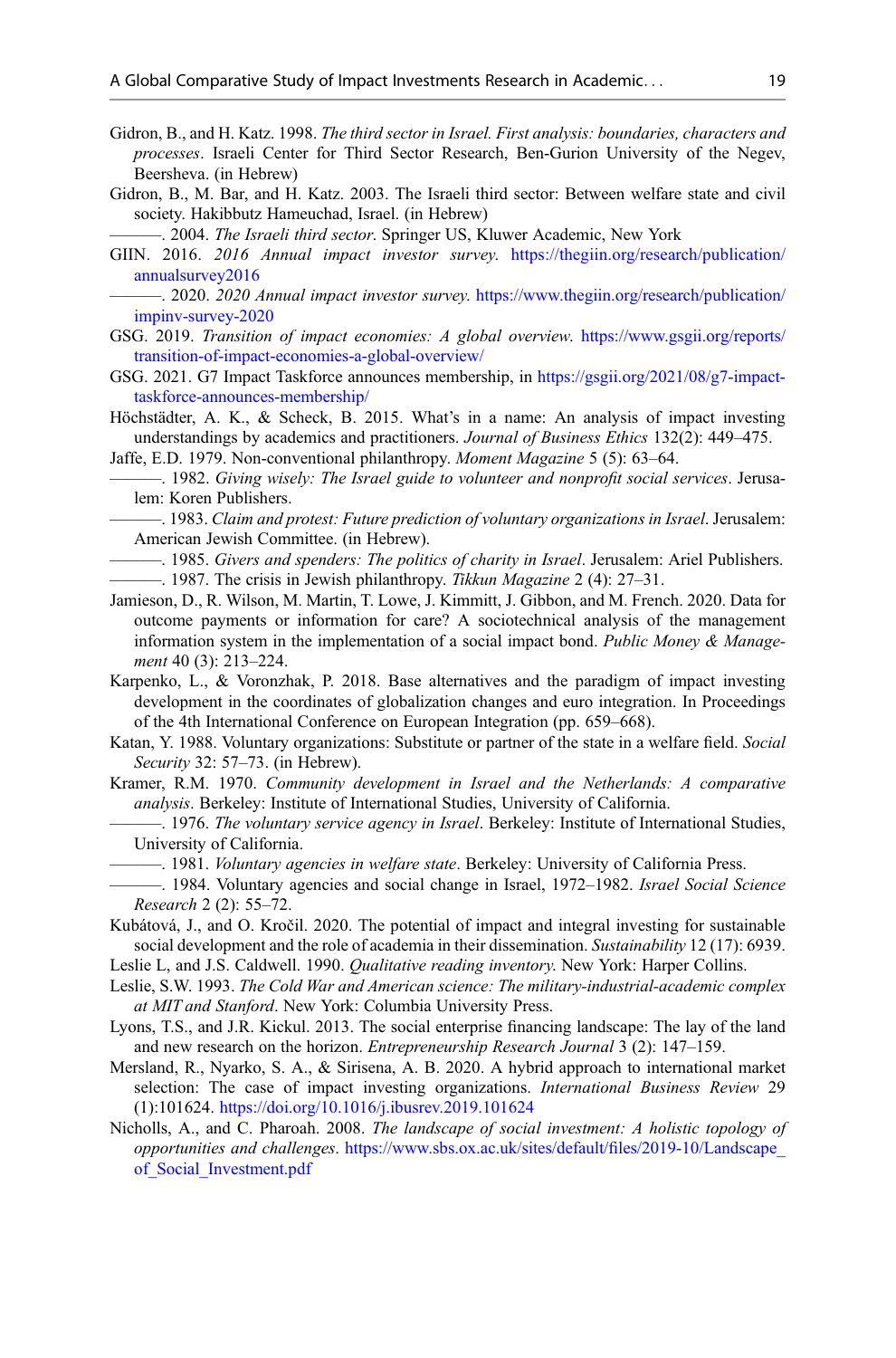Gidron, B., and H. Katz. 1998. *The third sector in Israel. First analysis: boundaries, characters and processes*. Israeli Center for Third Sector Research, Ben-Gurion University of the Negev, Beersheva. (in Hebrew)

Gidron, B., M. Bar, and H. Katz. 2003. The Israeli third sector: Between welfare state and civil society. Hakibbutz Hameuchad, Israel. (in Hebrew)

———. 2004. *The Israeli third sector*. Springer US, Kluwer Academic, New York

GIIN. 2016. *2016 Annual impact investor survey*. https://thegiin.org/research/publication/annualsurvey2016

———. 2020. *2020 Annual impact investor survey*. https://www.thegiin.org/research/publication/impinv-survey-2020

GSG. 2019. *Transition of impact economies: A global overview*. https://www.gsgii.org/reports/transition-of-impact-economies-a-global-overview/

GSG. 2021. G7 Impact Taskforce announces membership, in https://gsgii.org/2021/08/g7-impact-taskforce-announces-membership/

Höchstädter, A. K., & Scheck, B. 2015. What's in a name: An analysis of impact investing understandings by academics and practitioners. *Journal of Business Ethics* 132(2): 449–475.

Jaffe, E.D. 1979. Non-conventional philanthropy. *Moment Magazine* 5 (5): 63–64.

———. 1982. *Giving wisely: The Israel guide to volunteer and nonprofit social services*. Jerusalem: Koren Publishers.

———. 1983. *Claim and protest: Future prediction of voluntary organizations in Israel*. Jerusalem: American Jewish Committee. (in Hebrew).

———. 1985. *Givers and spenders: The politics of charity in Israel*. Jerusalem: Ariel Publishers.

———. 1987. The crisis in Jewish philanthropy. *Tikkun Magazine* 2 (4): 27–31.

Jamieson, D., R. Wilson, M. Martin, T. Lowe, J. Kimmitt, J. Gibbon, and M. French. 2020. Data for outcome payments or information for care? A sociotechnical analysis of the management information system in the implementation of a social impact bond. *Public Money & Management* 40 (3): 213–224.

Karpenko, L., & Voronzhak, P. 2018. Base alternatives and the paradigm of impact investing development in the coordinates of globalization changes and euro integration. In Proceedings of the 4th International Conference on European Integration (pp. 659–668).

Katan, Y. 1988. Voluntary organizations: Substitute or partner of the state in a welfare field. *Social Security* 32: 57–73. (in Hebrew).

Kramer, R.M. 1970. *Community development in Israel and the Netherlands: A comparative analysis*. Berkeley: Institute of International Studies, University of California.

———. 1976. *The voluntary service agency in Israel*. Berkeley: Institute of International Studies, University of California.

———. 1981. *Voluntary agencies in welfare state*. Berkeley: University of California Press.

———. 1984. Voluntary agencies and social change in Israel, 1972–1982. *Israel Social Science Research* 2 (2): 55–72.

Kubátová, J., and O. Kročil. 2020. The potential of impact and integral investing for sustainable social development and the role of academia in their dissemination. *Sustainability* 12 (17): 6939.

Leslie L, and J.S. Caldwell. 1990. *Qualitative reading inventory*. New York: Harper Collins.

Leslie, S.W. 1993. *The Cold War and American science: The military-industrial-academic complex at MIT and Stanford*. New York: Columbia University Press.

Lyons, T.S., and J.R. Kickul. 2013. The social enterprise financing landscape: The lay of the land and new research on the horizon. *Entrepreneurship Research Journal* 3 (2): 147–159.

Mersland, R., Nyarko, S. A., & Sirisena, A. B. 2020. A hybrid approach to international market selection: The case of impact investing organizations. *International Business Review* 29 (1):101624. https://doi.org/10.1016/j.ibusrev.2019.101624

Nicholls, A., and C. Pharoah. 2008. *The landscape of social investment: A holistic topology of opportunities and challenges*. https://www.sbs.ox.ac.uk/sites/default/files/2019-10/Landscape_of_Social_Investment.pdf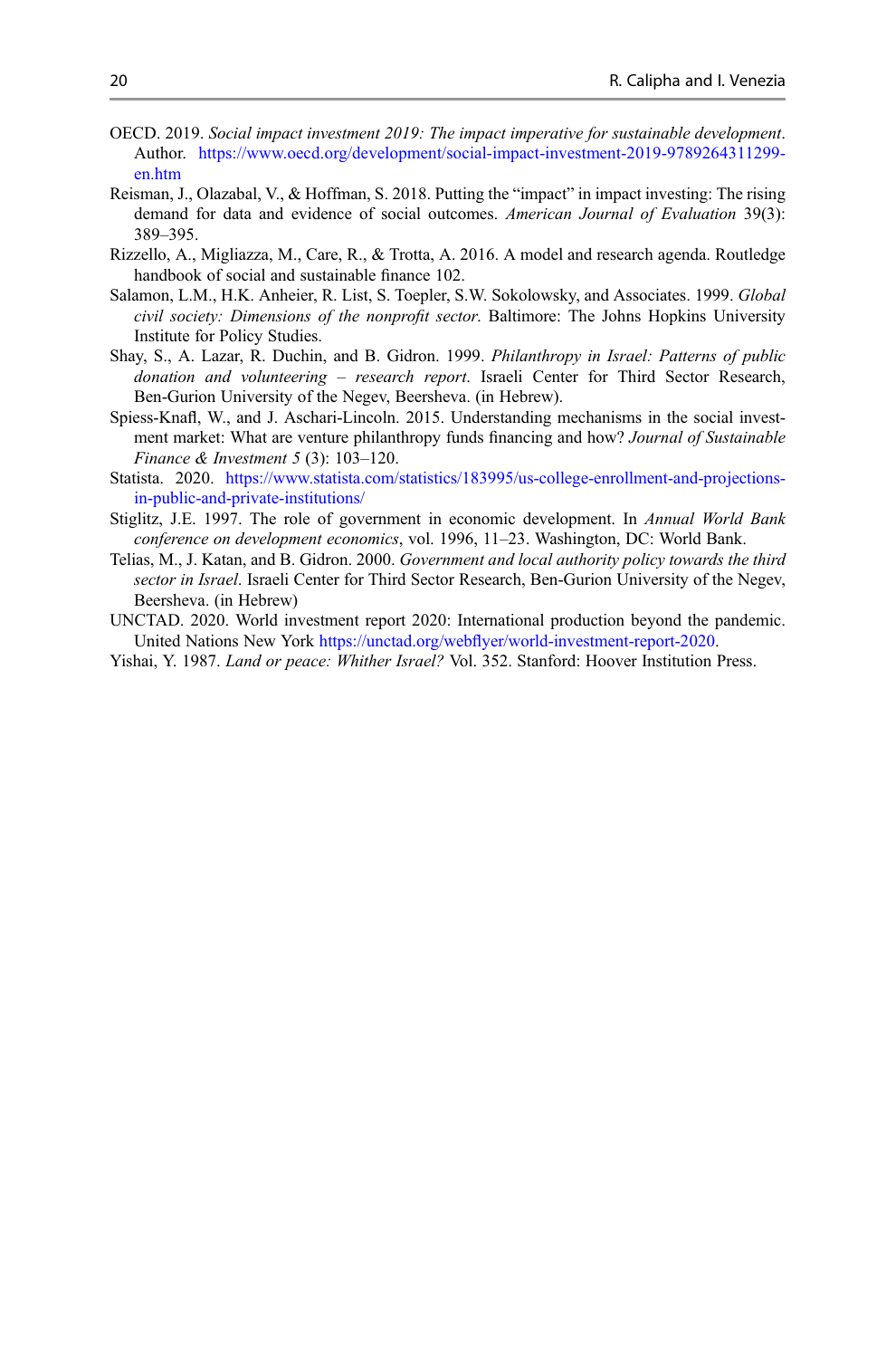OECD. 2019. *Social impact investment 2019: The impact imperative for sustainable development*. Author. https://www.oecd.org/development/social-impact-investment-2019-9789264311299-en.htm

Reisman, J., Olazabal, V., & Hoffman, S. 2018. Putting the "impact" in impact investing: The rising demand for data and evidence of social outcomes. *American Journal of Evaluation* 39(3): 389–395.

Rizzello, A., Migliazza, M., Care, R., & Trotta, A. 2016. A model and research agenda. Routledge handbook of social and sustainable finance 102.

Salamon, L.M., H.K. Anheier, R. List, S. Toepler, S.W. Sokolowsky, and Associates. 1999. *Global civil society: Dimensions of the nonprofit sector*. Baltimore: The Johns Hopkins University Institute for Policy Studies.

Shay, S., A. Lazar, R. Duchin, and B. Gidron. 1999. *Philanthropy in Israel: Patterns of public donation and volunteering – research report*. Israeli Center for Third Sector Research, Ben-Gurion University of the Negev, Beersheva. (in Hebrew).

Spiess-Knafl, W., and J. Aschari-Lincoln. 2015. Understanding mechanisms in the social investment market: What are venture philanthropy funds financing and how? *Journal of Sustainable Finance & Investment 5* (3): 103–120.

Statista. 2020. https://www.statista.com/statistics/183995/us-college-enrollment-and-projections-in-public-and-private-institutions/

Stiglitz, J.E. 1997. The role of government in economic development. In *Annual World Bank conference on development economics*, vol. 1996, 11–23. Washington, DC: World Bank.

Telias, M., J. Katan, and B. Gidron. 2000. *Government and local authority policy towards the third sector in Israel*. Israeli Center for Third Sector Research, Ben-Gurion University of the Negev, Beersheva. (in Hebrew)

UNCTAD. 2020. World investment report 2020: International production beyond the pandemic. United Nations New York https://unctad.org/webflyer/world-investment-report-2020.

Yishai, Y. 1987. *Land or peace: Whither Israel?* Vol. 352. Stanford: Hoover Institution Press.